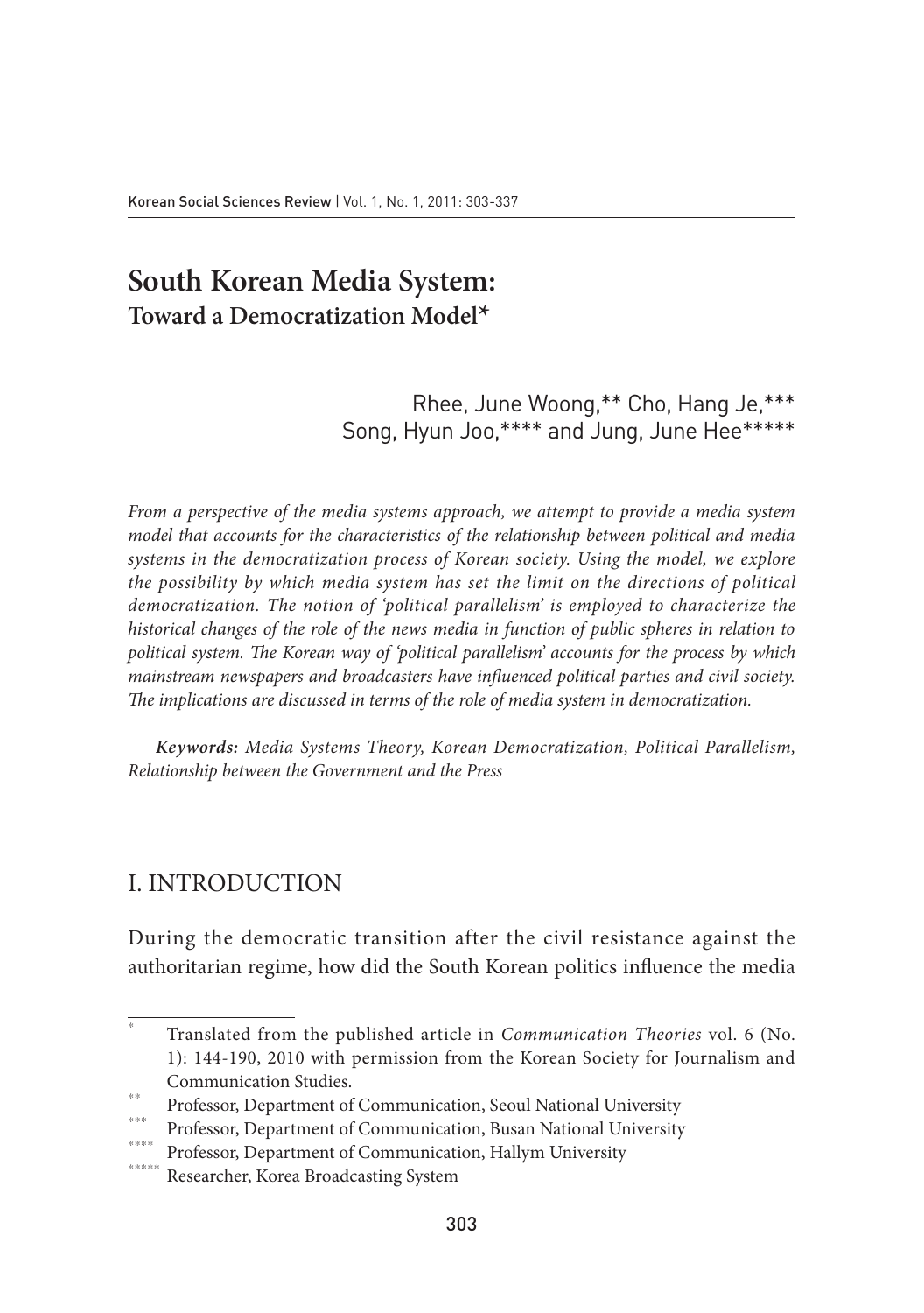# South Korean Media System: Toward a Democratization Model*

Rhee, June Woong,** Cho, Hang Je,*** Song, Hyun Joo,**** and Jung, June Hee*****

*From a perspective of the media systems approach, we attempt to provide a media system model that accounts for the characteristics of the relationship between political and media systems in the democratization process of Korean society. Using the model, we explore the possibility by which media system has set the limit on the directions of political democratization. The notion of 'political parallelism' is employed to characterize the historical changes of the role of the news media in function of public spheres in relation to political system. The Korean way of 'political parallelism' accounts for the process by which mainstream newspapers and broadcasters have influenced political parties and civil society. The implications are discussed in terms of the role of media system in democratization.*

***Keywords:*** *Media Systems Theory, Korean Democratization, Political Parallelism, Relationship between the Government and the Press*

## I. INTRODUCTION

During the democratic transition after the civil resistance against the authoritarian regime, how did the South Korean politics influence the media

---

\* Translated from the published article in *Communication Theories* vol. 6 (No. 1): 144-190, 2010 with permission from the Korean Society for Journalism and Communication Studies.

\*\* Professor, Department of Communication, Seoul National University

\*\*\* Professor, Department of Communication, Busan National University

\*\*\*\* Professor, Department of Communication, Hallym University

\*\*\*\*\* Researcher, Korea Broadcasting System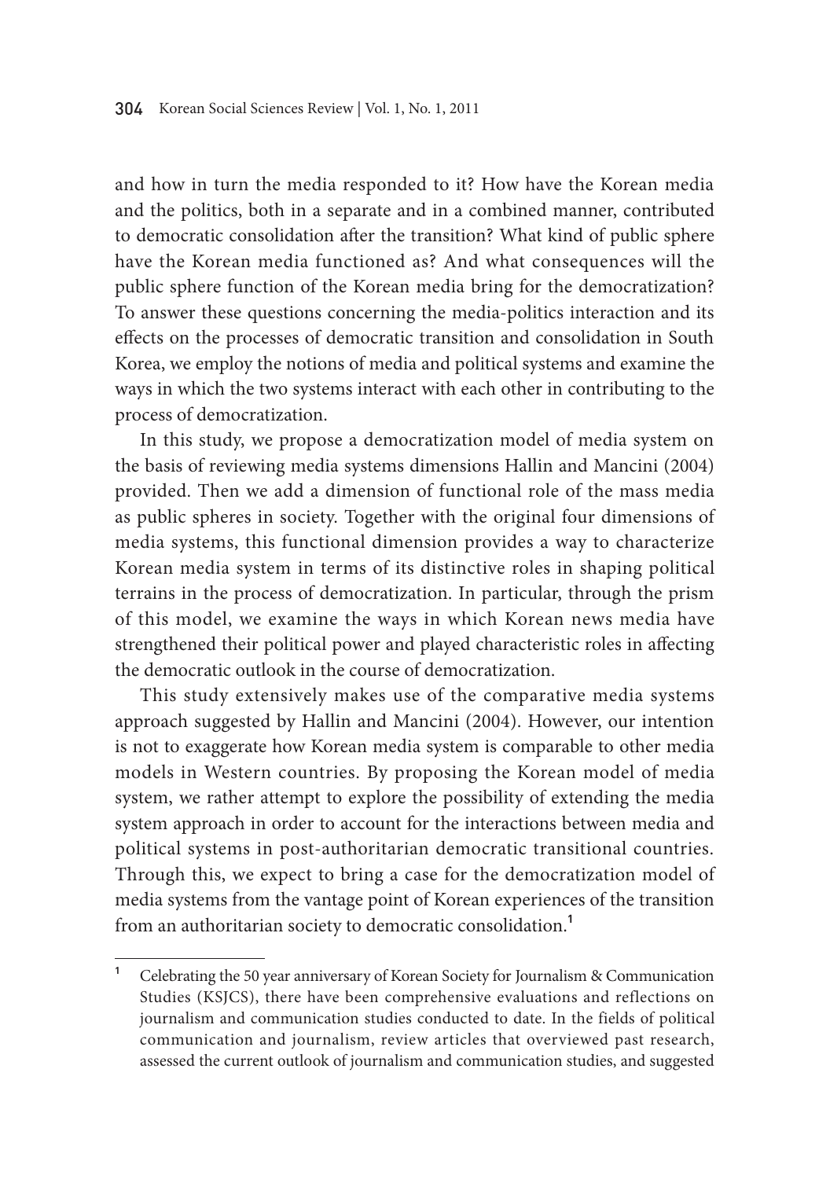and how in turn the media responded to it? How have the Korean media and the politics, both in a separate and in a combined manner, contributed to democratic consolidation after the transition? What kind of public sphere have the Korean media functioned as? And what consequences will the public sphere function of the Korean media bring for the democratization? To answer these questions concerning the media-politics interaction and its effects on the processes of democratic transition and consolidation in South Korea, we employ the notions of media and political systems and examine the ways in which the two systems interact with each other in contributing to the process of democratization.

In this study, we propose a democratization model of media system on the basis of reviewing media systems dimensions Hallin and Mancini (2004) provided. Then we add a dimension of functional role of the mass media as public spheres in society. Together with the original four dimensions of media systems, this functional dimension provides a way to characterize Korean media system in terms of its distinctive roles in shaping political terrains in the process of democratization. In particular, through the prism of this model, we examine the ways in which Korean news media have strengthened their political power and played characteristic roles in affecting the democratic outlook in the course of democratization.

This study extensively makes use of the comparative media systems approach suggested by Hallin and Mancini (2004). However, our intention is not to exaggerate how Korean media system is comparable to other media models in Western countries. By proposing the Korean model of media system, we rather attempt to explore the possibility of extending the media system approach in order to account for the interactions between media and political systems in post-authoritarian democratic transitional countries. Through this, we expect to bring a case for the democratization model of media systems from the vantage point of Korean experiences of the transition from an authoritarian society to democratic consolidation.[1]

---

[1] Celebrating the 50 year anniversary of Korean Society for Journalism & Communication Studies (KSJCS), there have been comprehensive evaluations and reflections on journalism and communication studies conducted to date. In the fields of political communication and journalism, review articles that overviewed past research, assessed the current outlook of journalism and communication studies, and suggested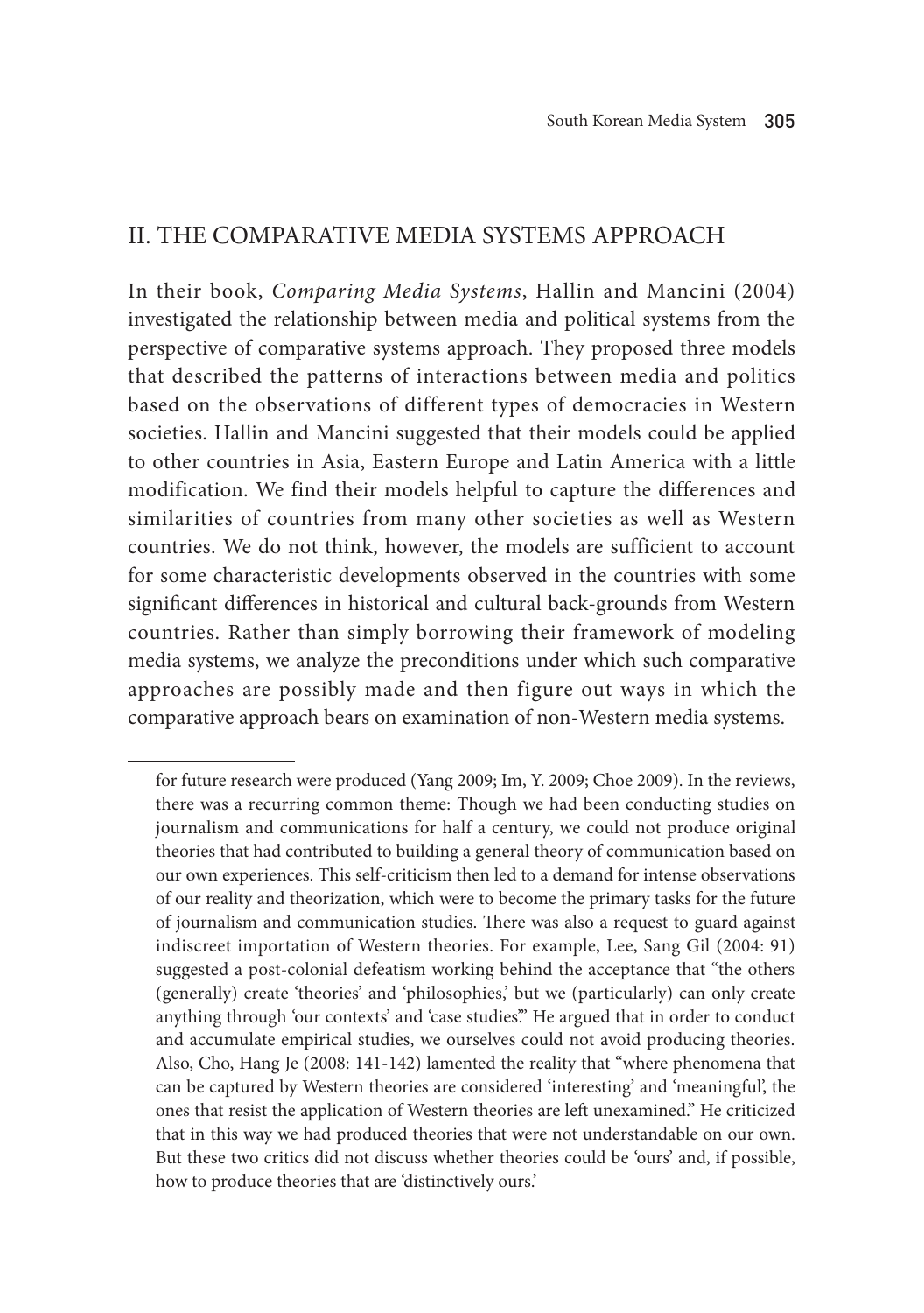## II. THE COMPARATIVE MEDIA SYSTEMS APPROACH

In their book, *Comparing Media Systems*, Hallin and Mancini (2004) investigated the relationship between media and political systems from the perspective of comparative systems approach. They proposed three models that described the patterns of interactions between media and politics based on the observations of different types of democracies in Western societies. Hallin and Mancini suggested that their models could be applied to other countries in Asia, Eastern Europe and Latin America with a little modification. We find their models helpful to capture the differences and similarities of countries from many other societies as well as Western countries. We do not think, however, the models are sufficient to account for some characteristic developments observed in the countries with some significant differences in historical and cultural back-grounds from Western countries. Rather than simply borrowing their framework of modeling media systems, we analyze the preconditions under which such comparative approaches are possibly made and then figure out ways in which the comparative approach bears on examination of non-Western media systems.

---

for future research were produced (Yang 2009; Im, Y. 2009; Choe 2009). In the reviews, there was a recurring common theme: Though we had been conducting studies on journalism and communications for half a century, we could not produce original theories that had contributed to building a general theory of communication based on our own experiences. This self-criticism then led to a demand for intense observations of our reality and theorization, which were to become the primary tasks for the future of journalism and communication studies. There was also a request to guard against indiscreet importation of Western theories. For example, Lee, Sang Gil (2004: 91) suggested a post-colonial defeatism working behind the acceptance that "the others (generally) create 'theories' and 'philosophies,' but we (particularly) can only create anything through 'our contexts' and 'case studies.'" He argued that in order to conduct and accumulate empirical studies, we ourselves could not avoid producing theories. Also, Cho, Hang Je (2008: 141-142) lamented the reality that "where phenomena that can be captured by Western theories are considered 'interesting' and 'meaningful', the ones that resist the application of Western theories are left unexamined." He criticized that in this way we had produced theories that were not understandable on our own. But these two critics did not discuss whether theories could be 'ours' and, if possible, how to produce theories that are 'distinctively ours.'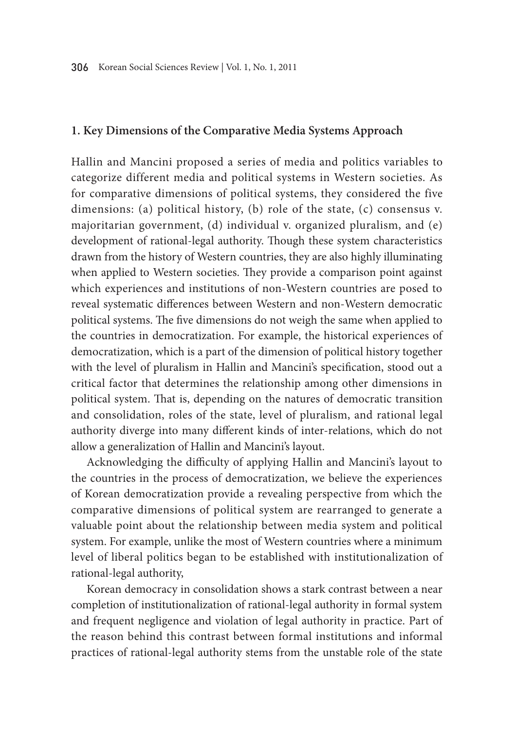## 1. Key Dimensions of the Comparative Media Systems Approach

Hallin and Mancini proposed a series of media and politics variables to categorize different media and political systems in Western societies. As for comparative dimensions of political systems, they considered the five dimensions: (a) political history, (b) role of the state, (c) consensus v. majoritarian government, (d) individual v. organized pluralism, and (e) development of rational-legal authority. Though these system characteristics drawn from the history of Western countries, they are also highly illuminating when applied to Western societies. They provide a comparison point against which experiences and institutions of non-Western countries are posed to reveal systematic differences between Western and non-Western democratic political systems. The five dimensions do not weigh the same when applied to the countries in democratization. For example, the historical experiences of democratization, which is a part of the dimension of political history together with the level of pluralism in Hallin and Mancini's specification, stood out a critical factor that determines the relationship among other dimensions in political system. That is, depending on the natures of democratic transition and consolidation, roles of the state, level of pluralism, and rational legal authority diverge into many different kinds of inter-relations, which do not allow a generalization of Hallin and Mancini's layout.

Acknowledging the difficulty of applying Hallin and Mancini's layout to the countries in the process of democratization, we believe the experiences of Korean democratization provide a revealing perspective from which the comparative dimensions of political system are rearranged to generate a valuable point about the relationship between media system and political system. For example, unlike the most of Western countries where a minimum level of liberal politics began to be established with institutionalization of rational-legal authority,

Korean democracy in consolidation shows a stark contrast between a near completion of institutionalization of rational-legal authority in formal system and frequent negligence and violation of legal authority in practice. Part of the reason behind this contrast between formal institutions and informal practices of rational-legal authority stems from the unstable role of the state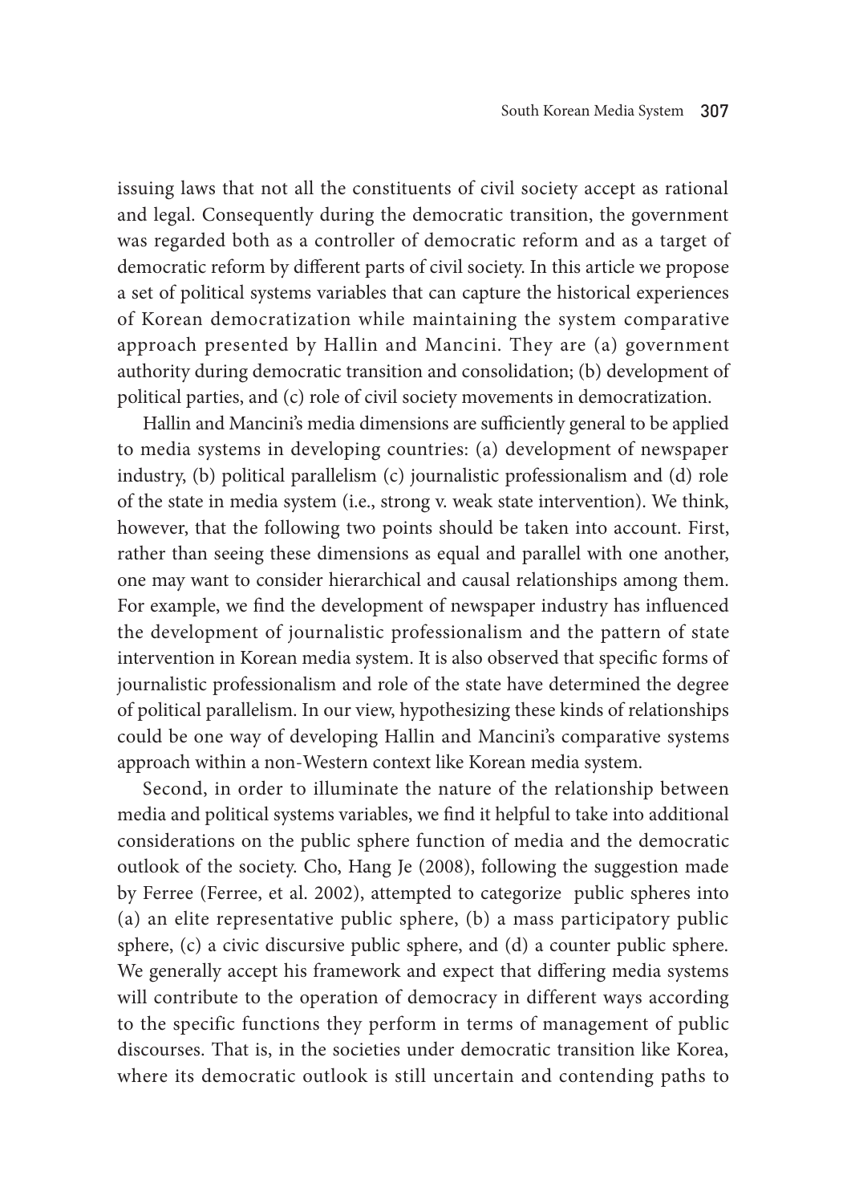issuing laws that not all the constituents of civil society accept as rational and legal. Consequently during the democratic transition, the government was regarded both as a controller of democratic reform and as a target of democratic reform by different parts of civil society. In this article we propose a set of political systems variables that can capture the historical experiences of Korean democratization while maintaining the system comparative approach presented by Hallin and Mancini. They are (a) government authority during democratic transition and consolidation; (b) development of political parties, and (c) role of civil society movements in democratization.

Hallin and Mancini's media dimensions are sufficiently general to be applied to media systems in developing countries: (a) development of newspaper industry, (b) political parallelism (c) journalistic professionalism and (d) role of the state in media system (i.e., strong v. weak state intervention). We think, however, that the following two points should be taken into account. First, rather than seeing these dimensions as equal and parallel with one another, one may want to consider hierarchical and causal relationships among them. For example, we find the development of newspaper industry has influenced the development of journalistic professionalism and the pattern of state intervention in Korean media system. It is also observed that specific forms of journalistic professionalism and role of the state have determined the degree of political parallelism. In our view, hypothesizing these kinds of relationships could be one way of developing Hallin and Mancini's comparative systems approach within a non-Western context like Korean media system.

Second, in order to illuminate the nature of the relationship between media and political systems variables, we find it helpful to take into additional considerations on the public sphere function of media and the democratic outlook of the society. Cho, Hang Je (2008), following the suggestion made by Ferree (Ferree, et al. 2002), attempted to categorize public spheres into (a) an elite representative public sphere, (b) a mass participatory public sphere, (c) a civic discursive public sphere, and (d) a counter public sphere. We generally accept his framework and expect that differing media systems will contribute to the operation of democracy in different ways according to the specific functions they perform in terms of management of public discourses. That is, in the societies under democratic transition like Korea, where its democratic outlook is still uncertain and contending paths to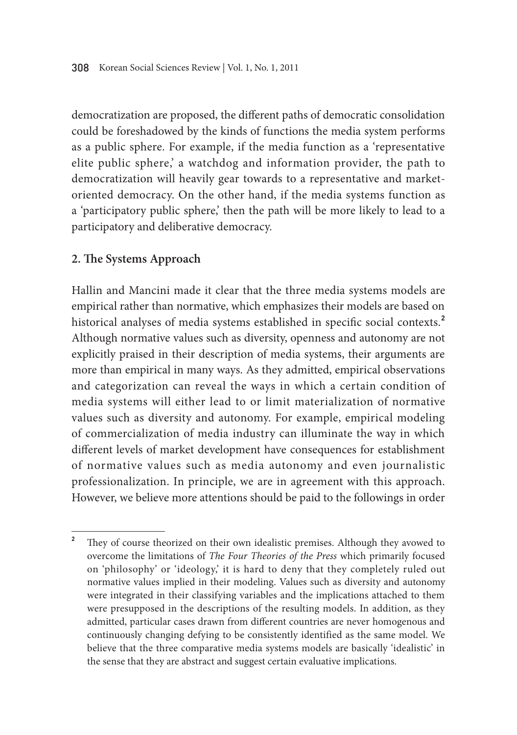democratization are proposed, the different paths of democratic consolidation could be foreshadowed by the kinds of functions the media system performs as a public sphere. For example, if the media function as a 'representative elite public sphere,' a watchdog and information provider, the path to democratization will heavily gear towards to a representative and market-oriented democracy. On the other hand, if the media systems function as a 'participatory public sphere,' then the path will be more likely to lead to a participatory and deliberative democracy.

## 2. The Systems Approach

Hallin and Mancini made it clear that the three media systems models are empirical rather than normative, which emphasizes their models are based on historical analyses of media systems established in specific social contexts.[2] Although normative values such as diversity, openness and autonomy are not explicitly praised in their description of media systems, their arguments are more than empirical in many ways. As they admitted, empirical observations and categorization can reveal the ways in which a certain condition of media systems will either lead to or limit materialization of normative values such as diversity and autonomy. For example, empirical modeling of commercialization of media industry can illuminate the way in which different levels of market development have consequences for establishment of normative values such as media autonomy and even journalistic professionalization. In principle, we are in agreement with this approach. However, we believe more attentions should be paid to the followings in order

---

[2] They of course theorized on their own idealistic premises. Although they avowed to overcome the limitations of *The Four Theories of the Press* which primarily focused on 'philosophy' or 'ideology,' it is hard to deny that they completely ruled out normative values implied in their modeling. Values such as diversity and autonomy were integrated in their classifying variables and the implications attached to them were presupposed in the descriptions of the resulting models. In addition, as they admitted, particular cases drawn from different countries are never homogenous and continuously changing defying to be consistently identified as the same model. We believe that the three comparative media systems models are basically 'idealistic' in the sense that they are abstract and suggest certain evaluative implications.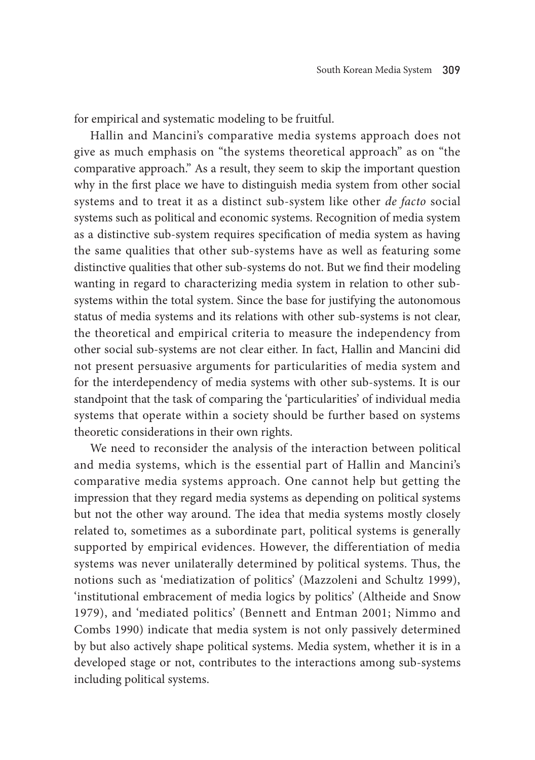for empirical and systematic modeling to be fruitful.

Hallin and Mancini's comparative media systems approach does not give as much emphasis on "the systems theoretical approach" as on "the comparative approach." As a result, they seem to skip the important question why in the first place we have to distinguish media system from other social systems and to treat it as a distinct sub-system like other *de facto* social systems such as political and economic systems. Recognition of media system as a distinctive sub-system requires specification of media system as having the same qualities that other sub-systems have as well as featuring some distinctive qualities that other sub-systems do not. But we find their modeling wanting in regard to characterizing media system in relation to other sub-systems within the total system. Since the base for justifying the autonomous status of media systems and its relations with other sub-systems is not clear, the theoretical and empirical criteria to measure the independency from other social sub-systems are not clear either. In fact, Hallin and Mancini did not present persuasive arguments for particularities of media system and for the interdependency of media systems with other sub-systems. It is our standpoint that the task of comparing the 'particularities' of individual media systems that operate within a society should be further based on systems theoretic considerations in their own rights.

We need to reconsider the analysis of the interaction between political and media systems, which is the essential part of Hallin and Mancini's comparative media systems approach. One cannot help but getting the impression that they regard media systems as depending on political systems but not the other way around. The idea that media systems mostly closely related to, sometimes as a subordinate part, political systems is generally supported by empirical evidences. However, the differentiation of media systems was never unilaterally determined by political systems. Thus, the notions such as 'mediatization of politics' (Mazzoleni and Schultz 1999), 'institutional embracement of media logics by politics' (Altheide and Snow 1979), and 'mediated politics' (Bennett and Entman 2001; Nimmo and Combs 1990) indicate that media system is not only passively determined by but also actively shape political systems. Media system, whether it is in a developed stage or not, contributes to the interactions among sub-systems including political systems.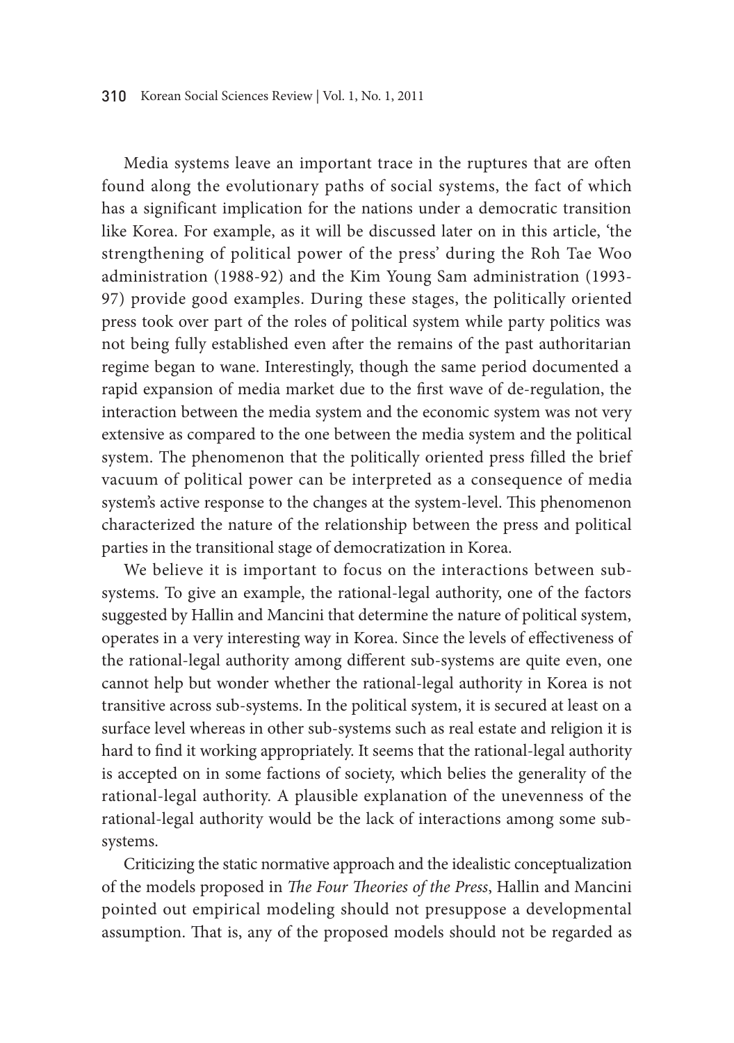Media systems leave an important trace in the ruptures that are often found along the evolutionary paths of social systems, the fact of which has a significant implication for the nations under a democratic transition like Korea. For example, as it will be discussed later on in this article, 'the strengthening of political power of the press' during the Roh Tae Woo administration (1988-92) and the Kim Young Sam administration (1993-97) provide good examples. During these stages, the politically oriented press took over part of the roles of political system while party politics was not being fully established even after the remains of the past authoritarian regime began to wane. Interestingly, though the same period documented a rapid expansion of media market due to the first wave of de-regulation, the interaction between the media system and the economic system was not very extensive as compared to the one between the media system and the political system. The phenomenon that the politically oriented press filled the brief vacuum of political power can be interpreted as a consequence of media system's active response to the changes at the system-level. This phenomenon characterized the nature of the relationship between the press and political parties in the transitional stage of democratization in Korea.

We believe it is important to focus on the interactions between sub-systems. To give an example, the rational-legal authority, one of the factors suggested by Hallin and Mancini that determine the nature of political system, operates in a very interesting way in Korea. Since the levels of effectiveness of the rational-legal authority among different sub-systems are quite even, one cannot help but wonder whether the rational-legal authority in Korea is not transitive across sub-systems. In the political system, it is secured at least on a surface level whereas in other sub-systems such as real estate and religion it is hard to find it working appropriately. It seems that the rational-legal authority is accepted on in some factions of society, which belies the generality of the rational-legal authority. A plausible explanation of the unevenness of the rational-legal authority would be the lack of interactions among some sub-systems.

Criticizing the static normative approach and the idealistic conceptualization of the models proposed in *The Four Theories of the Press*, Hallin and Mancini pointed out empirical modeling should not presuppose a developmental assumption. That is, any of the proposed models should not be regarded as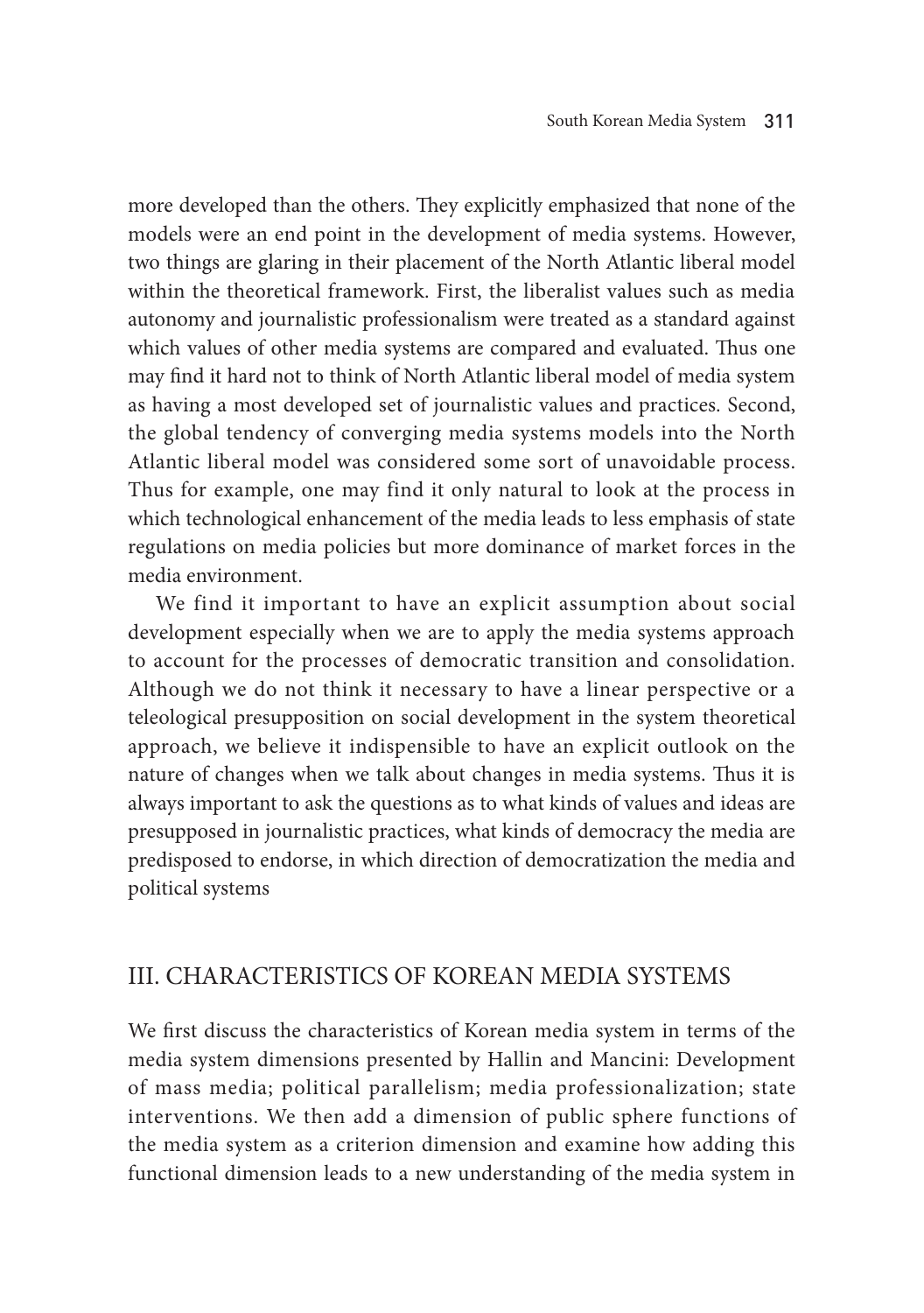more developed than the others. They explicitly emphasized that none of the models were an end point in the development of media systems. However, two things are glaring in their placement of the North Atlantic liberal model within the theoretical framework. First, the liberalist values such as media autonomy and journalistic professionalism were treated as a standard against which values of other media systems are compared and evaluated. Thus one may find it hard not to think of North Atlantic liberal model of media system as having a most developed set of journalistic values and practices. Second, the global tendency of converging media systems models into the North Atlantic liberal model was considered some sort of unavoidable process. Thus for example, one may find it only natural to look at the process in which technological enhancement of the media leads to less emphasis of state regulations on media policies but more dominance of market forces in the media environment.

We find it important to have an explicit assumption about social development especially when we are to apply the media systems approach to account for the processes of democratic transition and consolidation. Although we do not think it necessary to have a linear perspective or a teleological presupposition on social development in the system theoretical approach, we believe it indispensible to have an explicit outlook on the nature of changes when we talk about changes in media systems. Thus it is always important to ask the questions as to what kinds of values and ideas are presupposed in journalistic practices, what kinds of democracy the media are predisposed to endorse, in which direction of democratization the media and political systems

## III. CHARACTERISTICS OF KOREAN MEDIA SYSTEMS

We first discuss the characteristics of Korean media system in terms of the media system dimensions presented by Hallin and Mancini: Development of mass media; political parallelism; media professionalization; state interventions. We then add a dimension of public sphere functions of the media system as a criterion dimension and examine how adding this functional dimension leads to a new understanding of the media system in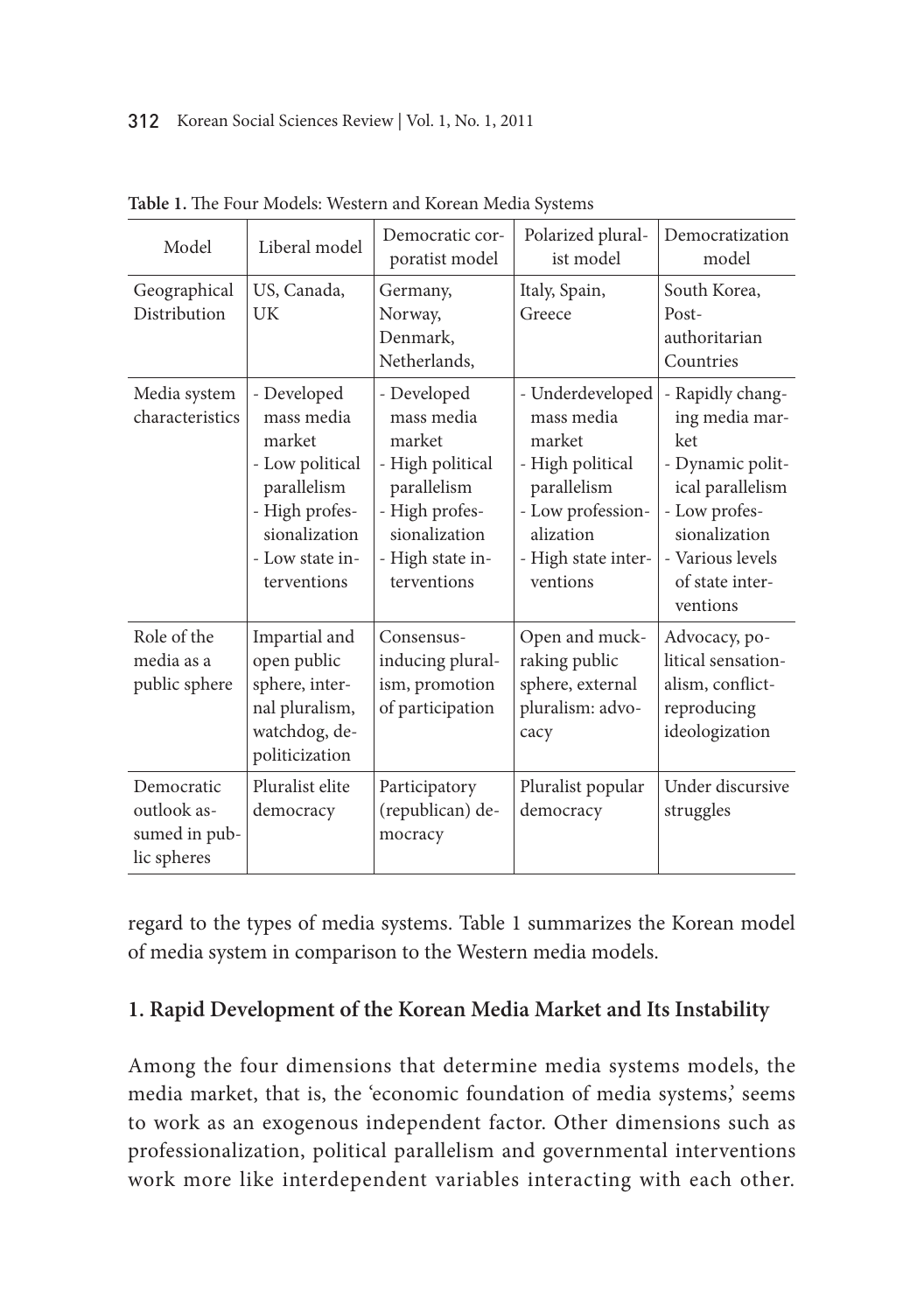**Table 1.** The Four Models: Western and Korean Media Systems

| Model | Liberal model | Democratic corporatist model | Polarized pluralist model | Democratization model |
|---|---|---|---|---|
| Geographical Distribution | US, Canada, UK | Germany, Norway, Denmark, Netherlands, | Italy, Spain, Greece | South Korea, Post-authoritarian Countries |
| Media system characteristics | - Developed mass media market<br>- Low political parallelism<br>- High professionalization<br>- Low state interventions | - Developed mass media market<br>- High political parallelism<br>- High professionalization<br>- High state interventions | - Underdeveloped mass media market<br>- High political parallelism<br>- Low professionalization<br>- High state interventions | - Rapidly changing media market<br>- Dynamic political parallelism<br>- Low professionalization<br>- Various levels of state interventions |
| Role of the media as a public sphere | Impartial and open public sphere, internal pluralism, watchdog, depoliticization | Consensus-inducing pluralism, promotion of participation | Open and muckraking public sphere, external pluralism: advocacy | Advocacy, political sensationalism, conflict-reproducing ideologization |
| Democratic outlook assumed in public spheres | Pluralist elite democracy | Participatory (republican) democracy | Pluralist popular democracy | Under discursive struggles |

regard to the types of media systems. Table 1 summarizes the Korean model of media system in comparison to the Western media models.

## 1. Rapid Development of the Korean Media Market and Its Instability

Among the four dimensions that determine media systems models, the media market, that is, the 'economic foundation of media systems,' seems to work as an exogenous independent factor. Other dimensions such as professionalization, political parallelism and governmental interventions work more like interdependent variables interacting with each other.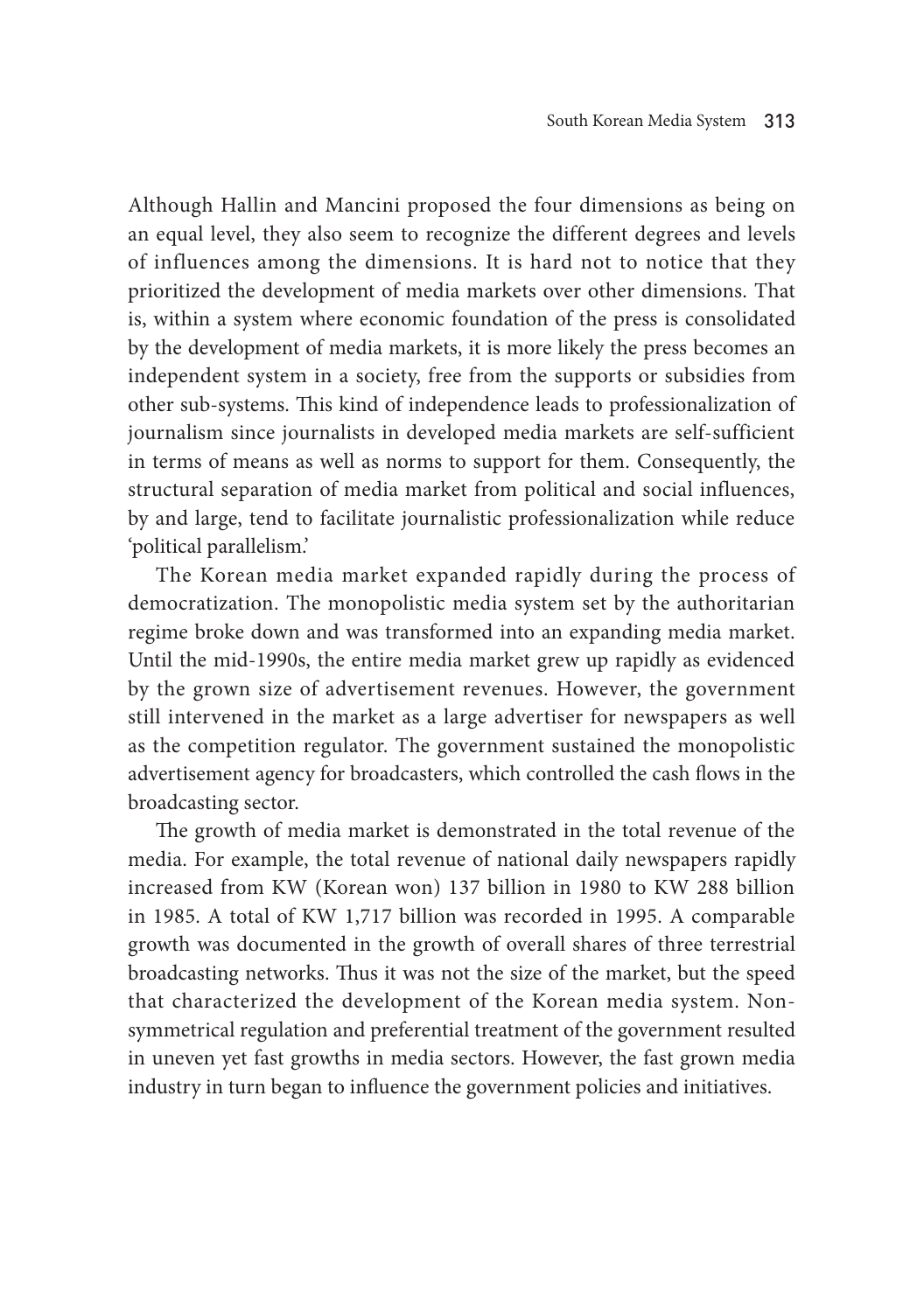Although Hallin and Mancini proposed the four dimensions as being on an equal level, they also seem to recognize the different degrees and levels of influences among the dimensions. It is hard not to notice that they prioritized the development of media markets over other dimensions. That is, within a system where economic foundation of the press is consolidated by the development of media markets, it is more likely the press becomes an independent system in a society, free from the supports or subsidies from other sub-systems. This kind of independence leads to professionalization of journalism since journalists in developed media markets are self-sufficient in terms of means as well as norms to support for them. Consequently, the structural separation of media market from political and social influences, by and large, tend to facilitate journalistic professionalization while reduce 'political parallelism.'

The Korean media market expanded rapidly during the process of democratization. The monopolistic media system set by the authoritarian regime broke down and was transformed into an expanding media market. Until the mid-1990s, the entire media market grew up rapidly as evidenced by the grown size of advertisement revenues. However, the government still intervened in the market as a large advertiser for newspapers as well as the competition regulator. The government sustained the monopolistic advertisement agency for broadcasters, which controlled the cash flows in the broadcasting sector.

The growth of media market is demonstrated in the total revenue of the media. For example, the total revenue of national daily newspapers rapidly increased from KW (Korean won) 137 billion in 1980 to KW 288 billion in 1985. A total of KW 1,717 billion was recorded in 1995. A comparable growth was documented in the growth of overall shares of three terrestrial broadcasting networks. Thus it was not the size of the market, but the speed that characterized the development of the Korean media system. Non-symmetrical regulation and preferential treatment of the government resulted in uneven yet fast growths in media sectors. However, the fast grown media industry in turn began to influence the government policies and initiatives.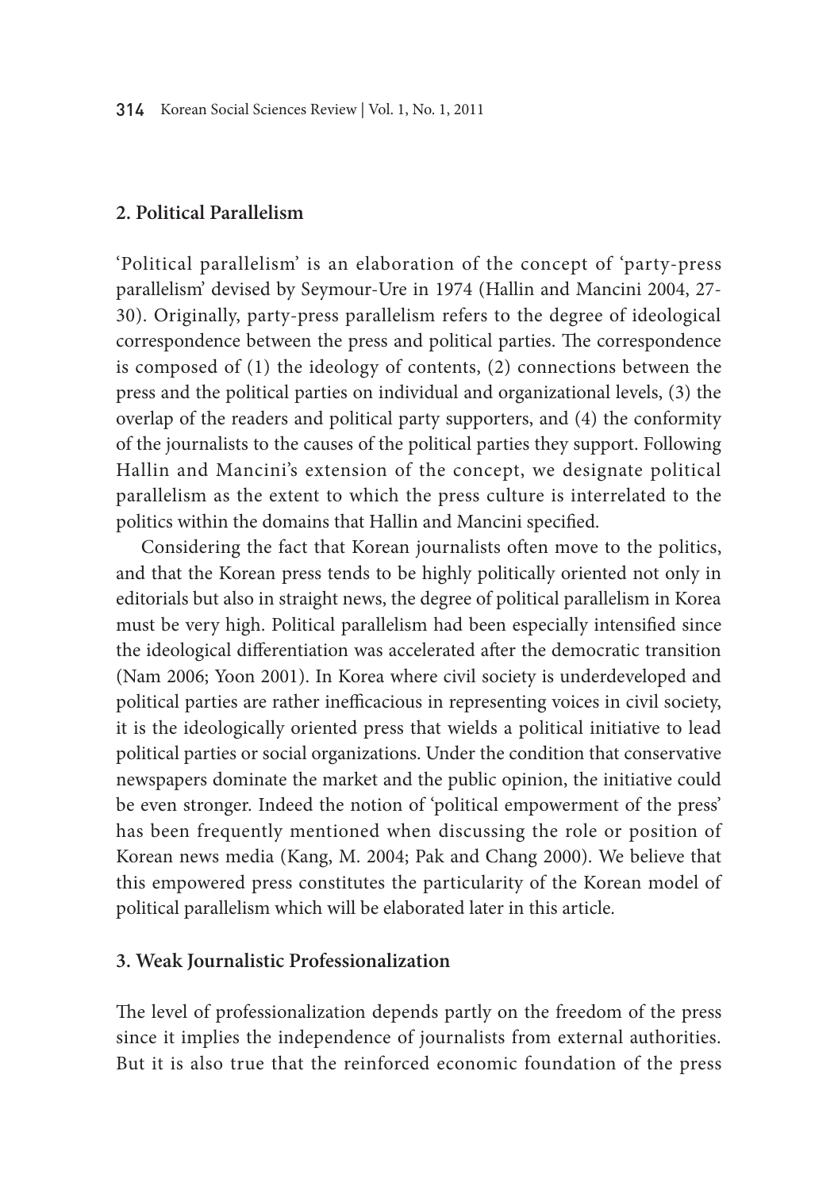## 2. Political Parallelism

'Political parallelism' is an elaboration of the concept of 'party-press parallelism' devised by Seymour-Ure in 1974 (Hallin and Mancini 2004, 27-30). Originally, party-press parallelism refers to the degree of ideological correspondence between the press and political parties. The correspondence is composed of (1) the ideology of contents, (2) connections between the press and the political parties on individual and organizational levels, (3) the overlap of the readers and political party supporters, and (4) the conformity of the journalists to the causes of the political parties they support. Following Hallin and Mancini's extension of the concept, we designate political parallelism as the extent to which the press culture is interrelated to the politics within the domains that Hallin and Mancini specified.

Considering the fact that Korean journalists often move to the politics, and that the Korean press tends to be highly politically oriented not only in editorials but also in straight news, the degree of political parallelism in Korea must be very high. Political parallelism had been especially intensified since the ideological differentiation was accelerated after the democratic transition (Nam 2006; Yoon 2001). In Korea where civil society is underdeveloped and political parties are rather inefficacious in representing voices in civil society, it is the ideologically oriented press that wields a political initiative to lead political parties or social organizations. Under the condition that conservative newspapers dominate the market and the public opinion, the initiative could be even stronger. Indeed the notion of 'political empowerment of the press' has been frequently mentioned when discussing the role or position of Korean news media (Kang, M. 2004; Pak and Chang 2000). We believe that this empowered press constitutes the particularity of the Korean model of political parallelism which will be elaborated later in this article.

## 3. Weak Journalistic Professionalization

The level of professionalization depends partly on the freedom of the press since it implies the independence of journalists from external authorities. But it is also true that the reinforced economic foundation of the press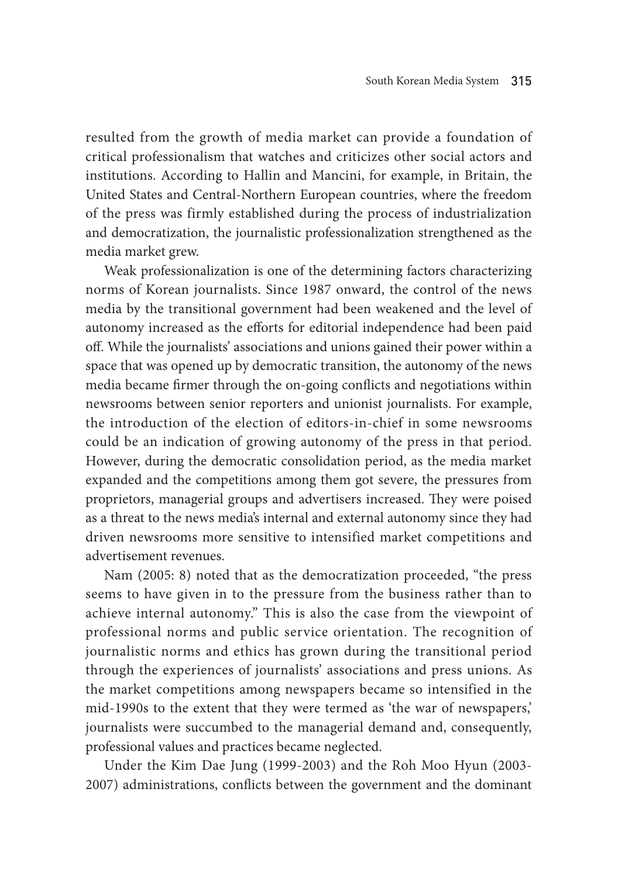resulted from the growth of media market can provide a foundation of critical professionalism that watches and criticizes other social actors and institutions. According to Hallin and Mancini, for example, in Britain, the United States and Central-Northern European countries, where the freedom of the press was firmly established during the process of industrialization and democratization, the journalistic professionalization strengthened as the media market grew.

Weak professionalization is one of the determining factors characterizing norms of Korean journalists. Since 1987 onward, the control of the news media by the transitional government had been weakened and the level of autonomy increased as the efforts for editorial independence had been paid off. While the journalists' associations and unions gained their power within a space that was opened up by democratic transition, the autonomy of the news media became firmer through the on-going conflicts and negotiations within newsrooms between senior reporters and unionist journalists. For example, the introduction of the election of editors-in-chief in some newsrooms could be an indication of growing autonomy of the press in that period. However, during the democratic consolidation period, as the media market expanded and the competitions among them got severe, the pressures from proprietors, managerial groups and advertisers increased. They were poised as a threat to the news media's internal and external autonomy since they had driven newsrooms more sensitive to intensified market competitions and advertisement revenues.

Nam (2005: 8) noted that as the democratization proceeded, "the press seems to have given in to the pressure from the business rather than to achieve internal autonomy." This is also the case from the viewpoint of professional norms and public service orientation. The recognition of journalistic norms and ethics has grown during the transitional period through the experiences of journalists' associations and press unions. As the market competitions among newspapers became so intensified in the mid-1990s to the extent that they were termed as 'the war of newspapers,' journalists were succumbed to the managerial demand and, consequently, professional values and practices became neglected.

Under the Kim Dae Jung (1999-2003) and the Roh Moo Hyun (2003-2007) administrations, conflicts between the government and the dominant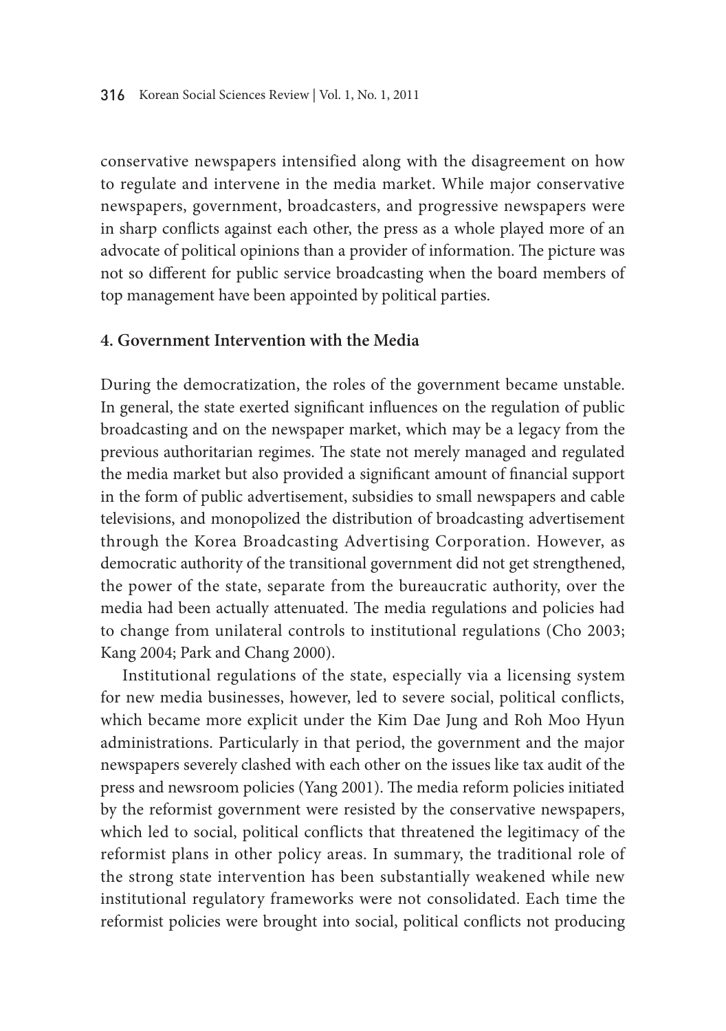conservative newspapers intensified along with the disagreement on how to regulate and intervene in the media market. While major conservative newspapers, government, broadcasters, and progressive newspapers were in sharp conflicts against each other, the press as a whole played more of an advocate of political opinions than a provider of information. The picture was not so different for public service broadcasting when the board members of top management have been appointed by political parties.

### 4. Government Intervention with the Media

During the democratization, the roles of the government became unstable. In general, the state exerted significant influences on the regulation of public broadcasting and on the newspaper market, which may be a legacy from the previous authoritarian regimes. The state not merely managed and regulated the media market but also provided a significant amount of financial support in the form of public advertisement, subsidies to small newspapers and cable televisions, and monopolized the distribution of broadcasting advertisement through the Korea Broadcasting Advertising Corporation. However, as democratic authority of the transitional government did not get strengthened, the power of the state, separate from the bureaucratic authority, over the media had been actually attenuated. The media regulations and policies had to change from unilateral controls to institutional regulations (Cho 2003; Kang 2004; Park and Chang 2000).

Institutional regulations of the state, especially via a licensing system for new media businesses, however, led to severe social, political conflicts, which became more explicit under the Kim Dae Jung and Roh Moo Hyun administrations. Particularly in that period, the government and the major newspapers severely clashed with each other on the issues like tax audit of the press and newsroom policies (Yang 2001). The media reform policies initiated by the reformist government were resisted by the conservative newspapers, which led to social, political conflicts that threatened the legitimacy of the reformist plans in other policy areas. In summary, the traditional role of the strong state intervention has been substantially weakened while new institutional regulatory frameworks were not consolidated. Each time the reformist policies were brought into social, political conflicts not producing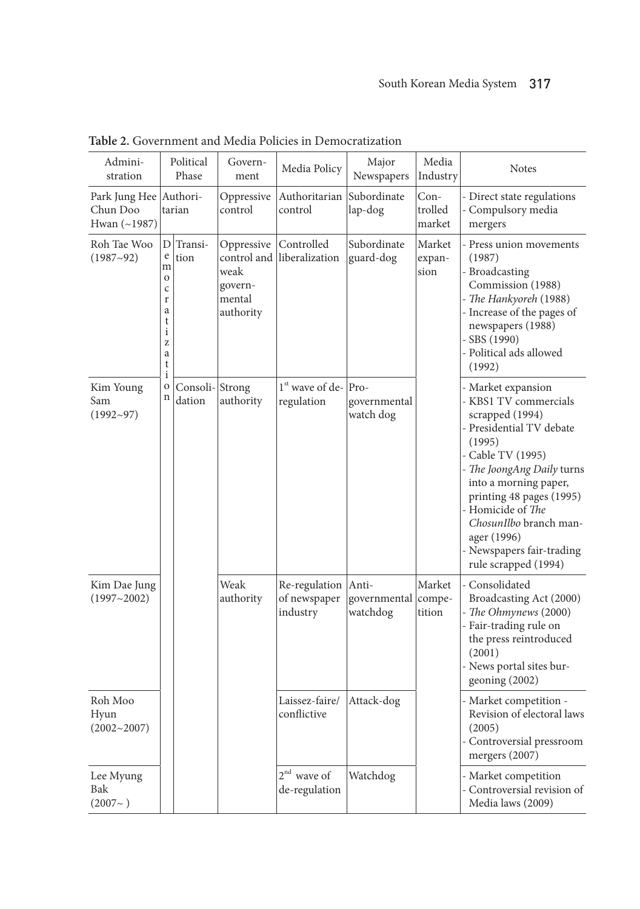**Table 2.** Government and Media Policies in Democratization

| Administration | Political Phase | | Government | Media Policy | Major Newspapers | Media Industry | Notes |
|---|---|---|---|---|---|---|---|
| Park Jung Hee Chun Doo Hwan (~1987) | Authoritarian | | Oppressive control | Authoritarian control | Subordinate lap-dog | Controlled market | - Direct state regulations<br>- Compulsory media mergers |
| Roh Tae Woo (1987~92) | Democratization | Transition | Oppressive control and weak governmental authority | Controlled liberalization | Subordinate guard-dog | Market expansion | - Press union movements (1987)<br>- Broadcasting Commission (1988)<br>- *The Hankyoreh* (1988)<br>- Increase of the pages of newspapers (1988)<br>- SBS (1990)<br>- Political ads allowed (1992) |
| Kim Young Sam (1992~97) | | Consolidation | Strong authority | 1st wave of deregulation | Pro-governmental watch dog | | - Market expansion<br>- KBS1 TV commercials scrapped (1994)<br>- Presidential TV debate (1995)<br>- Cable TV (1995)<br>- *The JoongAng Daily* turns into a morning paper, printing 48 pages (1995)<br>- Homicide of *The ChosunIlbo* branch manager (1996)<br>- Newspapers fair-trading rule scrapped (1994) |
| Kim Dae Jung (1997~2002) | | | Weak authority | Re-regulation of newspaper industry | Anti-governmental watchdog | Market competition | - Consolidated Broadcasting Act (2000)<br>- *The Ohmynews* (2000)<br>- Fair-trading rule on the press reintroduced (2001)<br>- News portal sites burgeoning (2002) |
| Roh Moo Hyun (2002~2007) | | | | Laissez-faire/conflictive | Attack-dog | | - Market competition - Revision of electoral laws (2005)<br>- Controversial pressroom mergers (2007) |
| Lee Myung Bak (2007~ ) | | | | 2nd wave of de-regulation | Watchdog | | - Market competition<br>- Controversial revision of Media laws (2009) |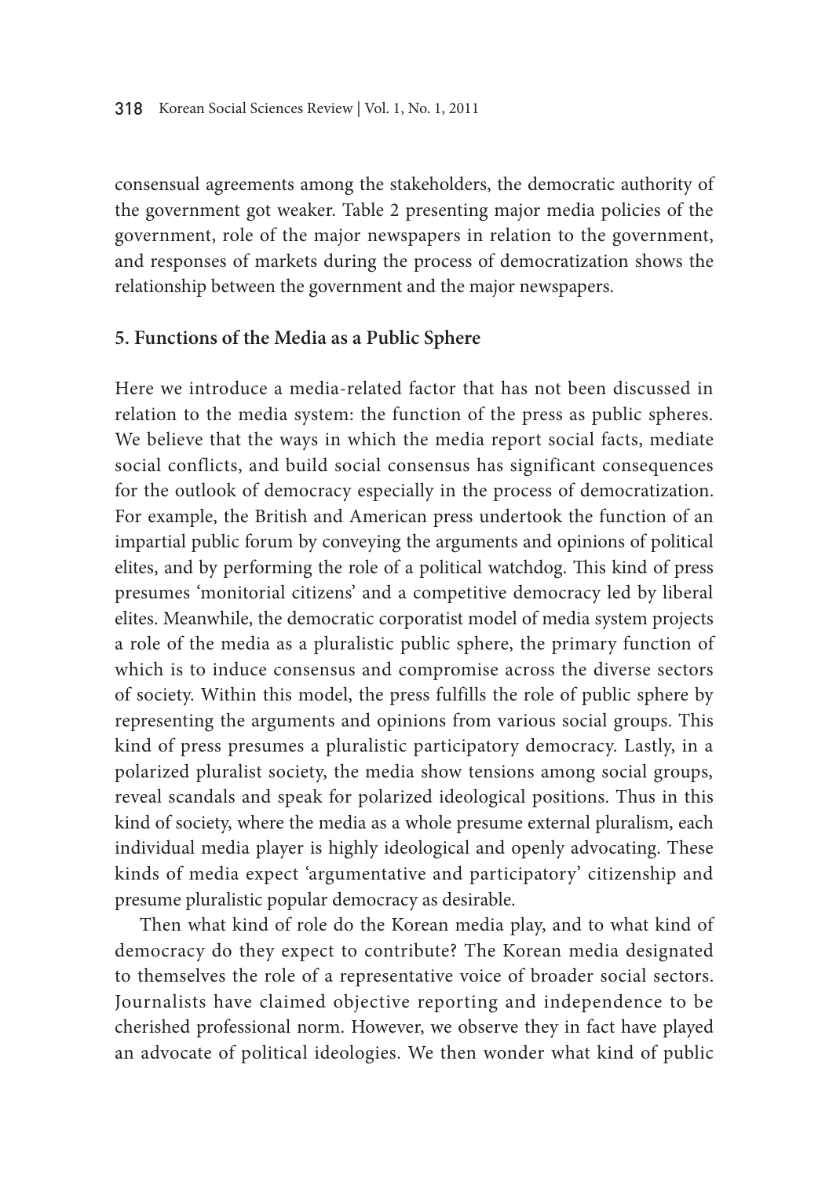consensual agreements among the stakeholders, the democratic authority of the government got weaker. Table 2 presenting major media policies of the government, role of the major newspapers in relation to the government, and responses of markets during the process of democratization shows the relationship between the government and the major newspapers.

## 5. Functions of the Media as a Public Sphere

Here we introduce a media-related factor that has not been discussed in relation to the media system: the function of the press as public spheres. We believe that the ways in which the media report social facts, mediate social conflicts, and build social consensus has significant consequences for the outlook of democracy especially in the process of democratization. For example, the British and American press undertook the function of an impartial public forum by conveying the arguments and opinions of political elites, and by performing the role of a political watchdog. This kind of press presumes 'monitorial citizens' and a competitive democracy led by liberal elites. Meanwhile, the democratic corporatist model of media system projects a role of the media as a pluralistic public sphere, the primary function of which is to induce consensus and compromise across the diverse sectors of society. Within this model, the press fulfills the role of public sphere by representing the arguments and opinions from various social groups. This kind of press presumes a pluralistic participatory democracy. Lastly, in a polarized pluralist society, the media show tensions among social groups, reveal scandals and speak for polarized ideological positions. Thus in this kind of society, where the media as a whole presume external pluralism, each individual media player is highly ideological and openly advocating. These kinds of media expect 'argumentative and participatory' citizenship and presume pluralistic popular democracy as desirable.

Then what kind of role do the Korean media play, and to what kind of democracy do they expect to contribute? The Korean media designated to themselves the role of a representative voice of broader social sectors. Journalists have claimed objective reporting and independence to be cherished professional norm. However, we observe they in fact have played an advocate of political ideologies. We then wonder what kind of public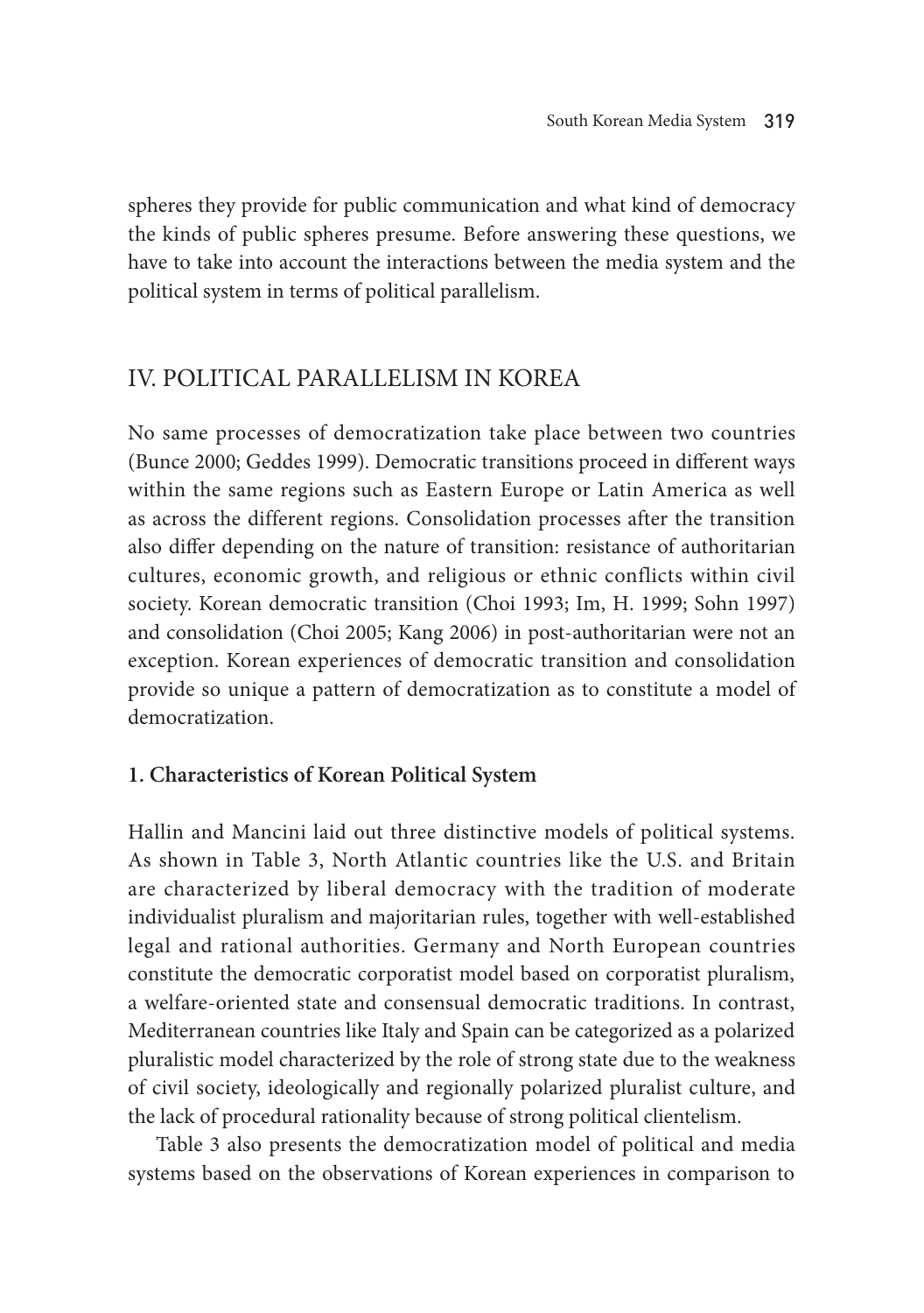spheres they provide for public communication and what kind of democracy the kinds of public spheres presume. Before answering these questions, we have to take into account the interactions between the media system and the political system in terms of political parallelism.

## IV. POLITICAL PARALLELISM IN KOREA

No same processes of democratization take place between two countries (Bunce 2000; Geddes 1999). Democratic transitions proceed in different ways within the same regions such as Eastern Europe or Latin America as well as across the different regions. Consolidation processes after the transition also differ depending on the nature of transition: resistance of authoritarian cultures, economic growth, and religious or ethnic conflicts within civil society. Korean democratic transition (Choi 1993; Im, H. 1999; Sohn 1997) and consolidation (Choi 2005; Kang 2006) in post-authoritarian were not an exception. Korean experiences of democratic transition and consolidation provide so unique a pattern of democratization as to constitute a model of democratization.

### 1. Characteristics of Korean Political System

Hallin and Mancini laid out three distinctive models of political systems. As shown in Table 3, North Atlantic countries like the U.S. and Britain are characterized by liberal democracy with the tradition of moderate individualist pluralism and majoritarian rules, together with well-established legal and rational authorities. Germany and North European countries constitute the democratic corporatist model based on corporatist pluralism, a welfare-oriented state and consensual democratic traditions. In contrast, Mediterranean countries like Italy and Spain can be categorized as a polarized pluralistic model characterized by the role of strong state due to the weakness of civil society, ideologically and regionally polarized pluralist culture, and the lack of procedural rationality because of strong political clientelism.

Table 3 also presents the democratization model of political and media systems based on the observations of Korean experiences in comparison to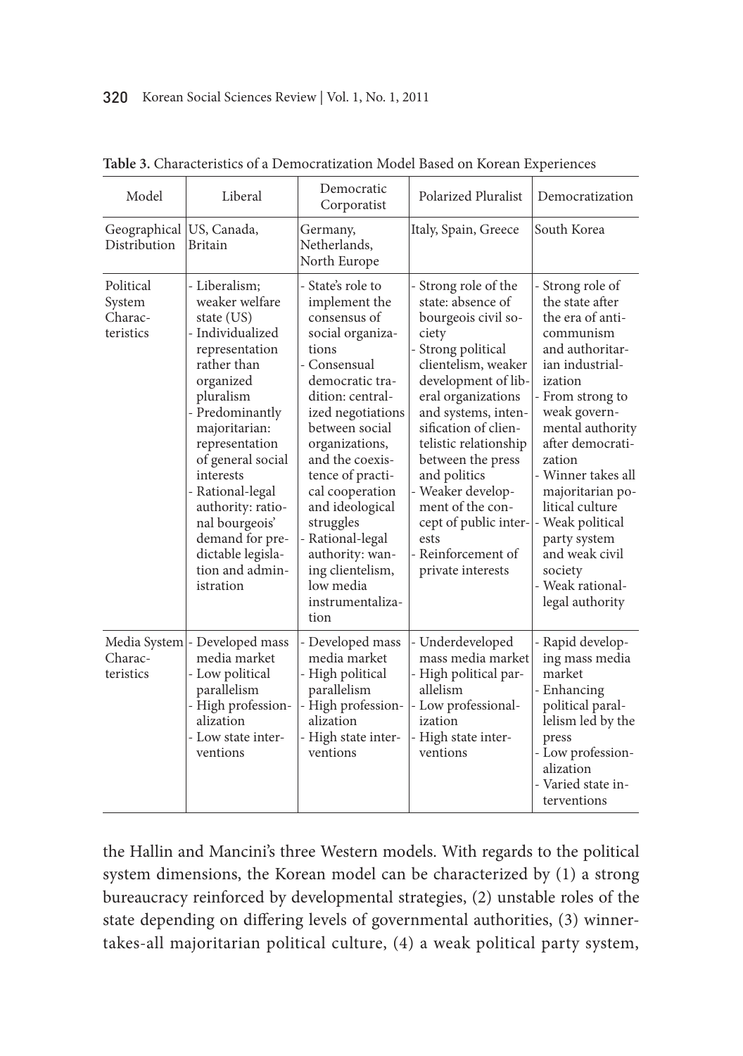**Table 3.** Characteristics of a Democratization Model Based on Korean Experiences

| Model | Liberal | Democratic Corporatist | Polarized Pluralist | Democratization |
|---|---|---|---|---|
| Geographical Distribution | US, Canada, Britain | Germany, Netherlands, North Europe | Italy, Spain, Greece | South Korea |
| Political System Characteristics | - Liberalism; weaker welfare state (US)<br>- Individualized representation rather than organized pluralism<br>- Predominantly majoritarian: representation of general social interests<br>- Rational-legal authority: rational bourgeois' demand for predictable legislation and administration | - State's role to implement the consensus of social organizations<br>- Consensual democratic tradition: centralized negotiations between social organizations, and the coexistence of practical cooperation and ideological struggles<br>- Rational-legal authority: waning clientelism, low media instrumentalization | - Strong role of the state: absence of bourgeois civil society<br>- Strong political clientelism, weaker development of liberal organizations and systems, intensification of clientelistic relationship between the press and politics<br>- Weaker development of the concept of public interests<br>- Reinforcement of private interests | - Strong role of the state after the era of anti-communism and authoritarian industrialization<br>- From strong to weak governmental authority after democratization<br>- Winner takes all majoritarian political culture<br>- Weak political party system and weak civil society<br>- Weak rational-legal authority |
| Media System Characteristics | - Developed mass media market<br>- Low political parallelism<br>- High professionalization<br>- Low state interventions | - Developed mass media market<br>- High political parallelism<br>- High professionalization<br>- High state interventions | - Underdeveloped mass media market<br>- High political parallelism<br>- Low professionalization<br>- High state interventions | - Rapid developing mass media market<br>- Enhancing political parallelism led by the press<br>- Low professionalization<br>- Varied state interventions |

the Hallin and Mancini's three Western models. With regards to the political system dimensions, the Korean model can be characterized by (1) a strong bureaucracy reinforced by developmental strategies, (2) unstable roles of the state depending on differing levels of governmental authorities, (3) winner-takes-all majoritarian political culture, (4) a weak political party system,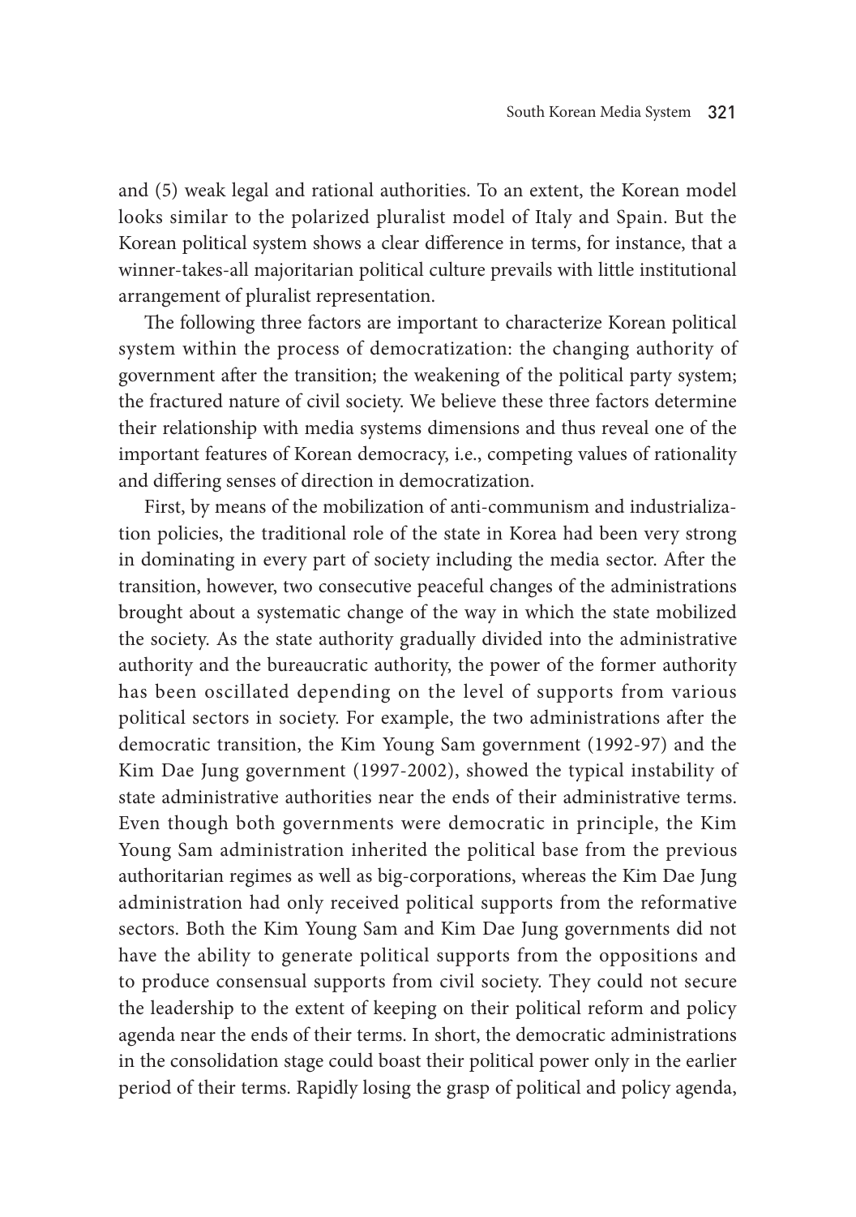and (5) weak legal and rational authorities. To an extent, the Korean model looks similar to the polarized pluralist model of Italy and Spain. But the Korean political system shows a clear difference in terms, for instance, that a winner-takes-all majoritarian political culture prevails with little institutional arrangement of pluralist representation.

The following three factors are important to characterize Korean political system within the process of democratization: the changing authority of government after the transition; the weakening of the political party system; the fractured nature of civil society. We believe these three factors determine their relationship with media systems dimensions and thus reveal one of the important features of Korean democracy, i.e., competing values of rationality and differing senses of direction in democratization.

First, by means of the mobilization of anti-communism and industrialization policies, the traditional role of the state in Korea had been very strong in dominating in every part of society including the media sector. After the transition, however, two consecutive peaceful changes of the administrations brought about a systematic change of the way in which the state mobilized the society. As the state authority gradually divided into the administrative authority and the bureaucratic authority, the power of the former authority has been oscillated depending on the level of supports from various political sectors in society. For example, the two administrations after the democratic transition, the Kim Young Sam government (1992-97) and the Kim Dae Jung government (1997-2002), showed the typical instability of state administrative authorities near the ends of their administrative terms. Even though both governments were democratic in principle, the Kim Young Sam administration inherited the political base from the previous authoritarian regimes as well as big-corporations, whereas the Kim Dae Jung administration had only received political supports from the reformative sectors. Both the Kim Young Sam and Kim Dae Jung governments did not have the ability to generate political supports from the oppositions and to produce consensual supports from civil society. They could not secure the leadership to the extent of keeping on their political reform and policy agenda near the ends of their terms. In short, the democratic administrations in the consolidation stage could boast their political power only in the earlier period of their terms. Rapidly losing the grasp of political and policy agenda,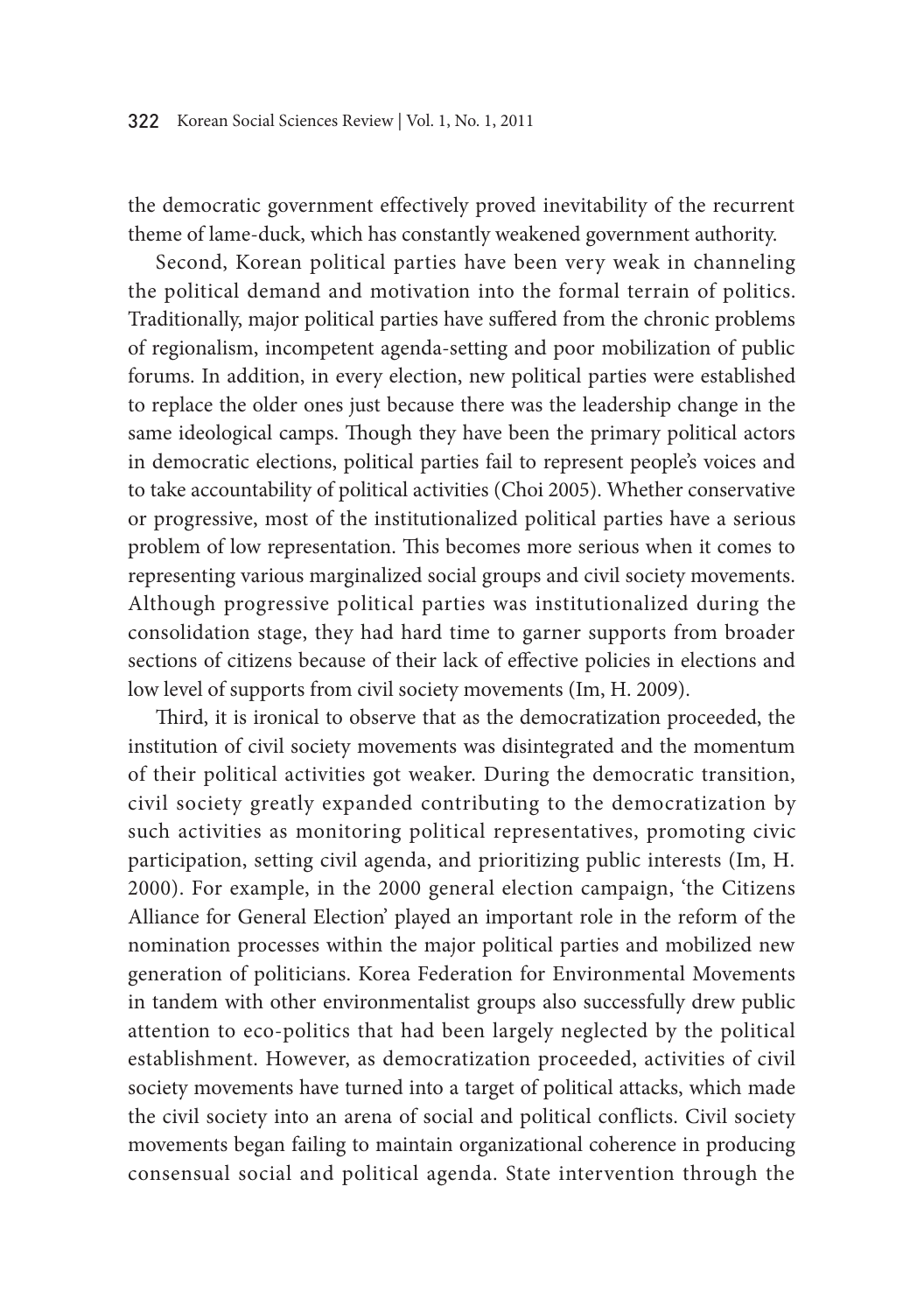the democratic government effectively proved inevitability of the recurrent theme of lame-duck, which has constantly weakened government authority.

Second, Korean political parties have been very weak in channeling the political demand and motivation into the formal terrain of politics. Traditionally, major political parties have suffered from the chronic problems of regionalism, incompetent agenda-setting and poor mobilization of public forums. In addition, in every election, new political parties were established to replace the older ones just because there was the leadership change in the same ideological camps. Though they have been the primary political actors in democratic elections, political parties fail to represent people's voices and to take accountability of political activities (Choi 2005). Whether conservative or progressive, most of the institutionalized political parties have a serious problem of low representation. This becomes more serious when it comes to representing various marginalized social groups and civil society movements. Although progressive political parties was institutionalized during the consolidation stage, they had hard time to garner supports from broader sections of citizens because of their lack of effective policies in elections and low level of supports from civil society movements (Im, H. 2009).

Third, it is ironical to observe that as the democratization proceeded, the institution of civil society movements was disintegrated and the momentum of their political activities got weaker. During the democratic transition, civil society greatly expanded contributing to the democratization by such activities as monitoring political representatives, promoting civic participation, setting civil agenda, and prioritizing public interests (Im, H. 2000). For example, in the 2000 general election campaign, 'the Citizens Alliance for General Election' played an important role in the reform of the nomination processes within the major political parties and mobilized new generation of politicians. Korea Federation for Environmental Movements in tandem with other environmentalist groups also successfully drew public attention to eco-politics that had been largely neglected by the political establishment. However, as democratization proceeded, activities of civil society movements have turned into a target of political attacks, which made the civil society into an arena of social and political conflicts. Civil society movements began failing to maintain organizational coherence in producing consensual social and political agenda. State intervention through the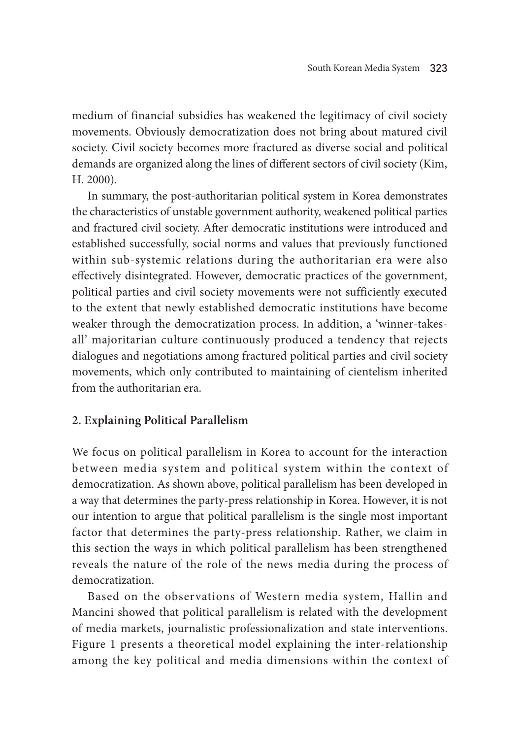medium of financial subsidies has weakened the legitimacy of civil society movements. Obviously democratization does not bring about matured civil society. Civil society becomes more fractured as diverse social and political demands are organized along the lines of different sectors of civil society (Kim, H. 2000).

In summary, the post-authoritarian political system in Korea demonstrates the characteristics of unstable government authority, weakened political parties and fractured civil society. After democratic institutions were introduced and established successfully, social norms and values that previously functioned within sub-systemic relations during the authoritarian era were also effectively disintegrated. However, democratic practices of the government, political parties and civil society movements were not sufficiently executed to the extent that newly established democratic institutions have become weaker through the democratization process. In addition, a 'winner-takes-all' majoritarian culture continuously produced a tendency that rejects dialogues and negotiations among fractured political parties and civil society movements, which only contributed to maintaining of cientelism inherited from the authoritarian era.

## 2. Explaining Political Parallelism

We focus on political parallelism in Korea to account for the interaction between media system and political system within the context of democratization. As shown above, political parallelism has been developed in a way that determines the party-press relationship in Korea. However, it is not our intention to argue that political parallelism is the single most important factor that determines the party-press relationship. Rather, we claim in this section the ways in which political parallelism has been strengthened reveals the nature of the role of the news media during the process of democratization.

Based on the observations of Western media system, Hallin and Mancini showed that political parallelism is related with the development of media markets, journalistic professionalization and state interventions. Figure 1 presents a theoretical model explaining the inter-relationship among the key political and media dimensions within the context of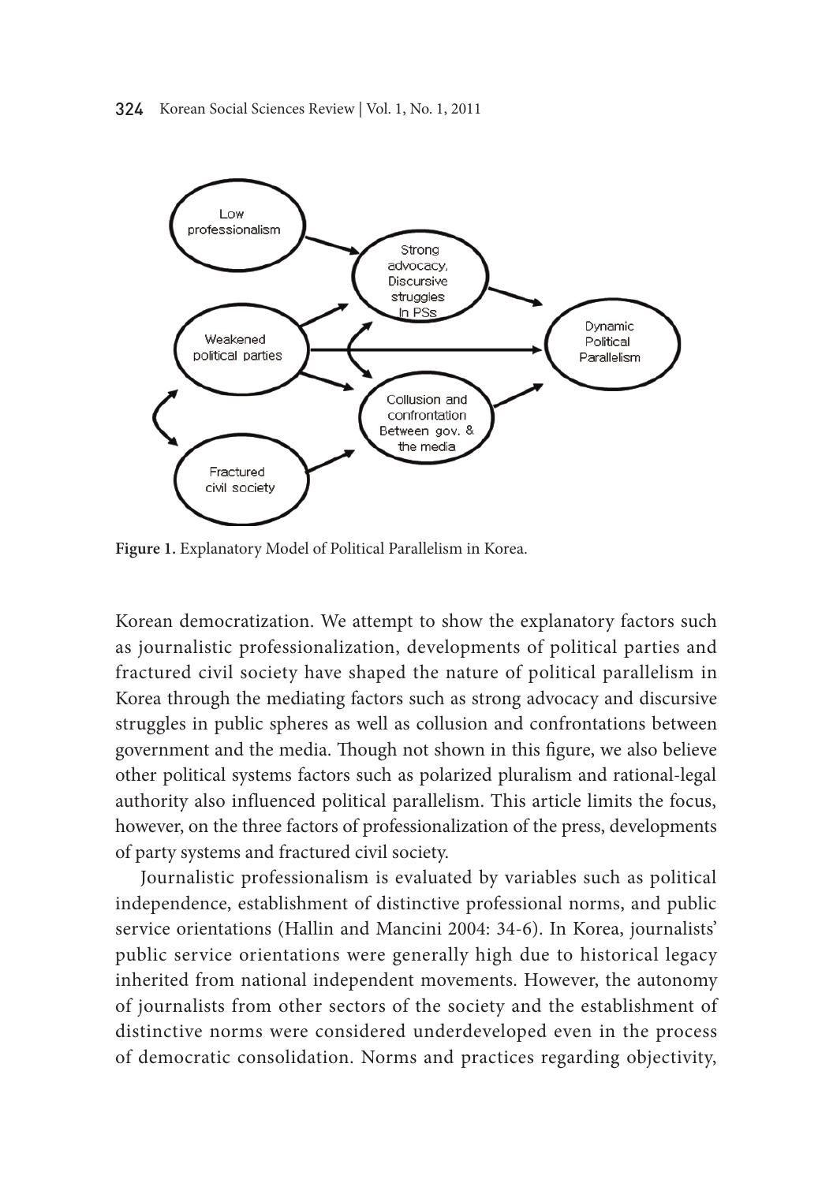Figure 1. Explanatory Model of Political Parallelism in Korea.

Korean democratization. We attempt to show the explanatory factors such as journalistic professionalization, developments of political parties and fractured civil society have shaped the nature of political parallelism in Korea through the mediating factors such as strong advocacy and discursive struggles in public spheres as well as collusion and confrontations between government and the media. Though not shown in this figure, we also believe other political systems factors such as polarized pluralism and rational-legal authority also influenced political parallelism. This article limits the focus, however, on the three factors of professionalization of the press, developments of party systems and fractured civil society.

Journalistic professionalism is evaluated by variables such as political independence, establishment of distinctive professional norms, and public service orientations (Hallin and Mancini 2004: 34-6). In Korea, journalists' public service orientations were generally high due to historical legacy inherited from national independent movements. However, the autonomy of journalists from other sectors of the society and the establishment of distinctive norms were considered underdeveloped even in the process of democratic consolidation. Norms and practices regarding objectivity,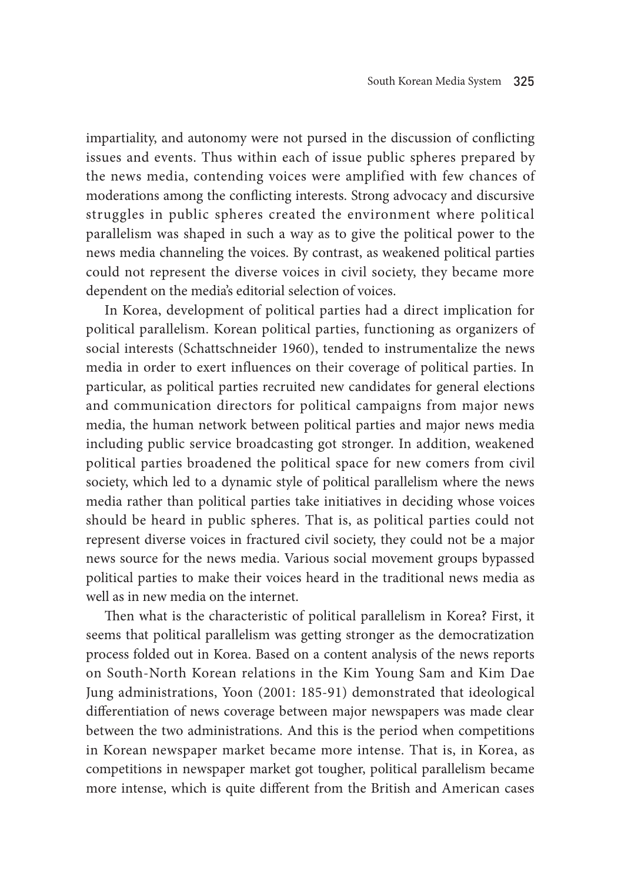impartiality, and autonomy were not pursed in the discussion of conflicting issues and events. Thus within each of issue public spheres prepared by the news media, contending voices were amplified with few chances of moderations among the conflicting interests. Strong advocacy and discursive struggles in public spheres created the environment where political parallelism was shaped in such a way as to give the political power to the news media channeling the voices. By contrast, as weakened political parties could not represent the diverse voices in civil society, they became more dependent on the media's editorial selection of voices.

In Korea, development of political parties had a direct implication for political parallelism. Korean political parties, functioning as organizers of social interests (Schattschneider 1960), tended to instrumentalize the news media in order to exert influences on their coverage of political parties. In particular, as political parties recruited new candidates for general elections and communication directors for political campaigns from major news media, the human network between political parties and major news media including public service broadcasting got stronger. In addition, weakened political parties broadened the political space for new comers from civil society, which led to a dynamic style of political parallelism where the news media rather than political parties take initiatives in deciding whose voices should be heard in public spheres. That is, as political parties could not represent diverse voices in fractured civil society, they could not be a major news source for the news media. Various social movement groups bypassed political parties to make their voices heard in the traditional news media as well as in new media on the internet.

Then what is the characteristic of political parallelism in Korea? First, it seems that political parallelism was getting stronger as the democratization process folded out in Korea. Based on a content analysis of the news reports on South-North Korean relations in the Kim Young Sam and Kim Dae Jung administrations, Yoon (2001: 185-91) demonstrated that ideological differentiation of news coverage between major newspapers was made clear between the two administrations. And this is the period when competitions in Korean newspaper market became more intense. That is, in Korea, as competitions in newspaper market got tougher, political parallelism became more intense, which is quite different from the British and American cases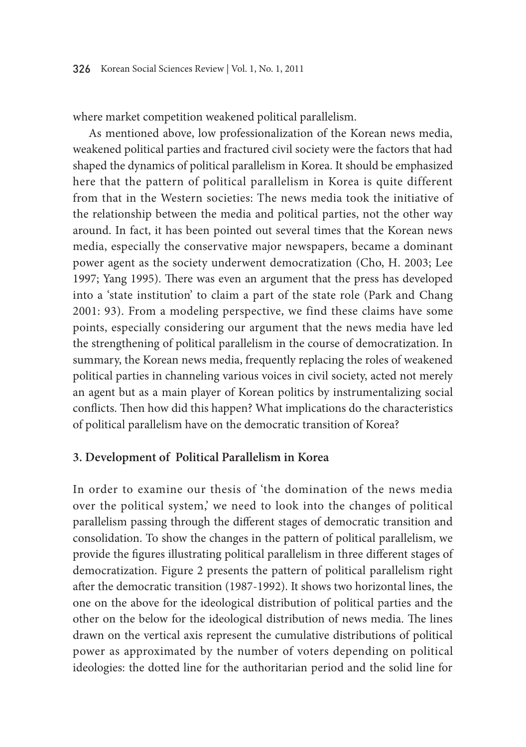where market competition weakened political parallelism.

As mentioned above, low professionalization of the Korean news media, weakened political parties and fractured civil society were the factors that had shaped the dynamics of political parallelism in Korea. It should be emphasized here that the pattern of political parallelism in Korea is quite different from that in the Western societies: The news media took the initiative of the relationship between the media and political parties, not the other way around. In fact, it has been pointed out several times that the Korean news media, especially the conservative major newspapers, became a dominant power agent as the society underwent democratization (Cho, H. 2003; Lee 1997; Yang 1995). There was even an argument that the press has developed into a 'state institution' to claim a part of the state role (Park and Chang 2001: 93). From a modeling perspective, we find these claims have some points, especially considering our argument that the news media have led the strengthening of political parallelism in the course of democratization. In summary, the Korean news media, frequently replacing the roles of weakened political parties in channeling various voices in civil society, acted not merely an agent but as a main player of Korean politics by instrumentalizing social conflicts. Then how did this happen? What implications do the characteristics of political parallelism have on the democratic transition of Korea?

### 3. Development of Political Parallelism in Korea

In order to examine our thesis of 'the domination of the news media over the political system,' we need to look into the changes of political parallelism passing through the different stages of democratic transition and consolidation. To show the changes in the pattern of political parallelism, we provide the figures illustrating political parallelism in three different stages of democratization. Figure 2 presents the pattern of political parallelism right after the democratic transition (1987-1992). It shows two horizontal lines, the one on the above for the ideological distribution of political parties and the other on the below for the ideological distribution of news media. The lines drawn on the vertical axis represent the cumulative distributions of political power as approximated by the number of voters depending on political ideologies: the dotted line for the authoritarian period and the solid line for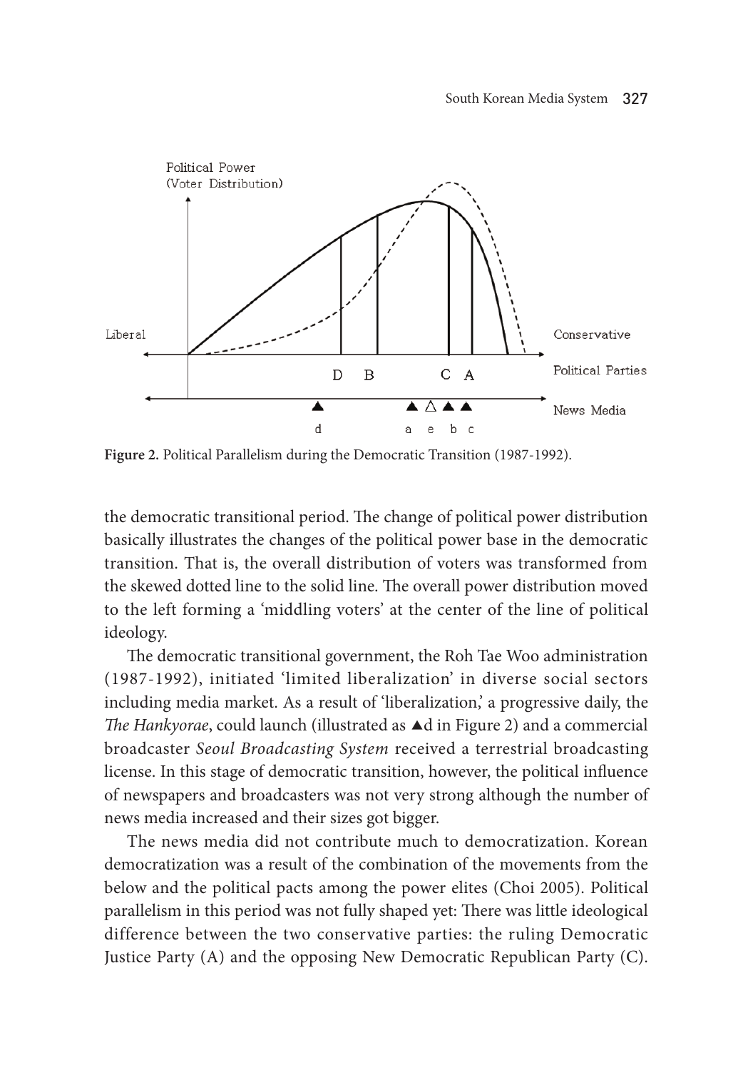Figure 2. Political Parallelism during the Democratic Transition (1987-1992).

the democratic transitional period. The change of political power distribution basically illustrates the changes of the political power base in the democratic transition. That is, the overall distribution of voters was transformed from the skewed dotted line to the solid line. The overall power distribution moved to the left forming a 'middling voters' at the center of the line of political ideology.

The democratic transitional government, the Roh Tae Woo administration (1987-1992), initiated 'limited liberalization' in diverse social sectors including media market. As a result of 'liberalization,' a progressive daily, the *The Hankyorae*, could launch (illustrated as ▲d in Figure 2) and a commercial broadcaster *Seoul Broadcasting System* received a terrestrial broadcasting license. In this stage of democratic transition, however, the political influence of newspapers and broadcasters was not very strong although the number of news media increased and their sizes got bigger.

The news media did not contribute much to democratization. Korean democratization was a result of the combination of the movements from the below and the political pacts among the power elites (Choi 2005). Political parallelism in this period was not fully shaped yet: There was little ideological difference between the two conservative parties: the ruling Democratic Justice Party (A) and the opposing New Democratic Republican Party (C).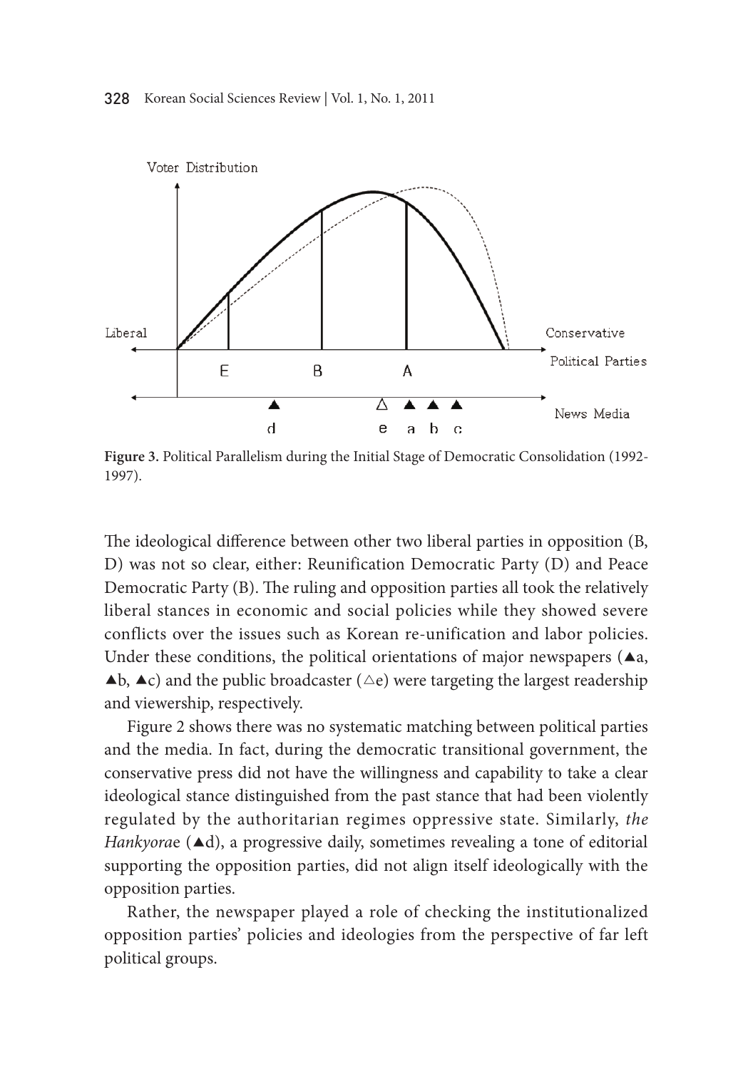**Figure 3.** Political Parallelism during the Initial Stage of Democratic Consolidation (1992-1997).

The ideological difference between other two liberal parties in opposition (B, D) was not so clear, either: Reunification Democratic Party (D) and Peace Democratic Party (B). The ruling and opposition parties all took the relatively liberal stances in economic and social policies while they showed severe conflicts over the issues such as Korean re-unification and labor policies. Under these conditions, the political orientations of major newspapers (▲a, ▲b, ▲c) and the public broadcaster (△e) were targeting the largest readership and viewership, respectively.

Figure 2 shows there was no systematic matching between political parties and the media. In fact, during the democratic transitional government, the conservative press did not have the willingness and capability to take a clear ideological stance distinguished from the past stance that had been violently regulated by the authoritarian regimes oppressive state. Similarly, *the Hankyorae* (▲d), a progressive daily, sometimes revealing a tone of editorial supporting the opposition parties, did not align itself ideologically with the opposition parties.

Rather, the newspaper played a role of checking the institutionalized opposition parties' policies and ideologies from the perspective of far left political groups.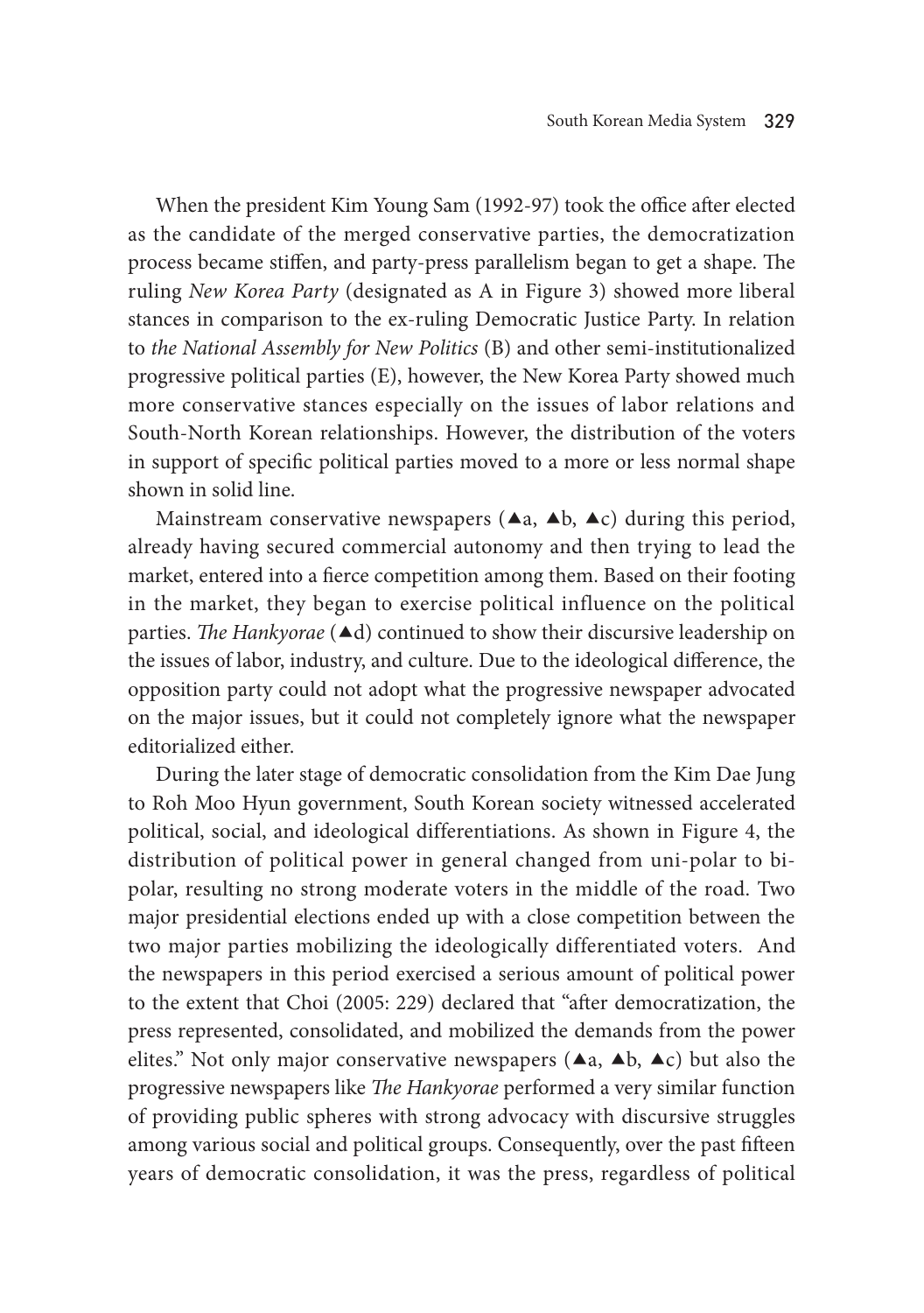When the president Kim Young Sam (1992-97) took the office after elected as the candidate of the merged conservative parties, the democratization process became stiffen, and party-press parallelism began to get a shape. The ruling *New Korea Party* (designated as A in Figure 3) showed more liberal stances in comparison to the ex-ruling Democratic Justice Party. In relation to *the National Assembly for New Politics* (B) and other semi-institutionalized progressive political parties (E), however, the New Korea Party showed much more conservative stances especially on the issues of labor relations and South-North Korean relationships. However, the distribution of the voters in support of specific political parties moved to a more or less normal shape shown in solid line.

Mainstream conservative newspapers (▲a, ▲b, ▲c) during this period, already having secured commercial autonomy and then trying to lead the market, entered into a fierce competition among them. Based on their footing in the market, they began to exercise political influence on the political parties. *The Hankyorae* (▲d) continued to show their discursive leadership on the issues of labor, industry, and culture. Due to the ideological difference, the opposition party could not adopt what the progressive newspaper advocated on the major issues, but it could not completely ignore what the newspaper editorialized either.

During the later stage of democratic consolidation from the Kim Dae Jung to Roh Moo Hyun government, South Korean society witnessed accelerated political, social, and ideological differentiations. As shown in Figure 4, the distribution of political power in general changed from uni-polar to bi-polar, resulting no strong moderate voters in the middle of the road. Two major presidential elections ended up with a close competition between the two major parties mobilizing the ideologically differentiated voters. And the newspapers in this period exercised a serious amount of political power to the extent that Choi (2005: 229) declared that "after democratization, the press represented, consolidated, and mobilized the demands from the power elites." Not only major conservative newspapers (▲a, ▲b, ▲c) but also the progressive newspapers like *The Hankyorae* performed a very similar function of providing public spheres with strong advocacy with discursive struggles among various social and political groups. Consequently, over the past fifteen years of democratic consolidation, it was the press, regardless of political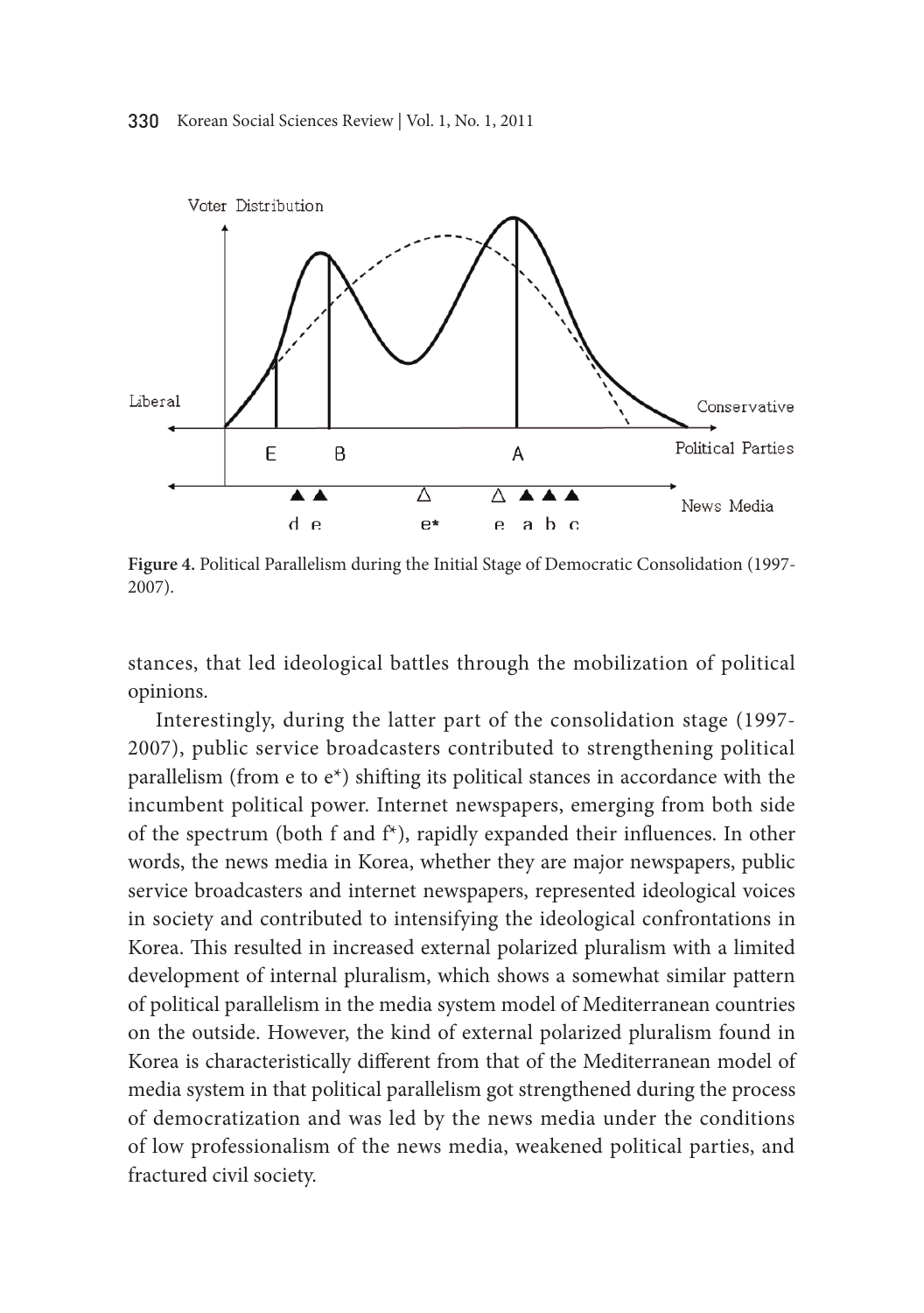**Figure 4.** Political Parallelism during the Initial Stage of Democratic Consolidation (1997-2007).

stances, that led ideological battles through the mobilization of political opinions.

Interestingly, during the latter part of the consolidation stage (1997-2007), public service broadcasters contributed to strengthening political parallelism (from e to e*) shifting its political stances in accordance with the incumbent political power. Internet newspapers, emerging from both side of the spectrum (both f and f*), rapidly expanded their influences. In other words, the news media in Korea, whether they are major newspapers, public service broadcasters and internet newspapers, represented ideological voices in society and contributed to intensifying the ideological confrontations in Korea. This resulted in increased external polarized pluralism with a limited development of internal pluralism, which shows a somewhat similar pattern of political parallelism in the media system model of Mediterranean countries on the outside. However, the kind of external polarized pluralism found in Korea is characteristically different from that of the Mediterranean model of media system in that political parallelism got strengthened during the process of democratization and was led by the news media under the conditions of low professionalism of the news media, weakened political parties, and fractured civil society.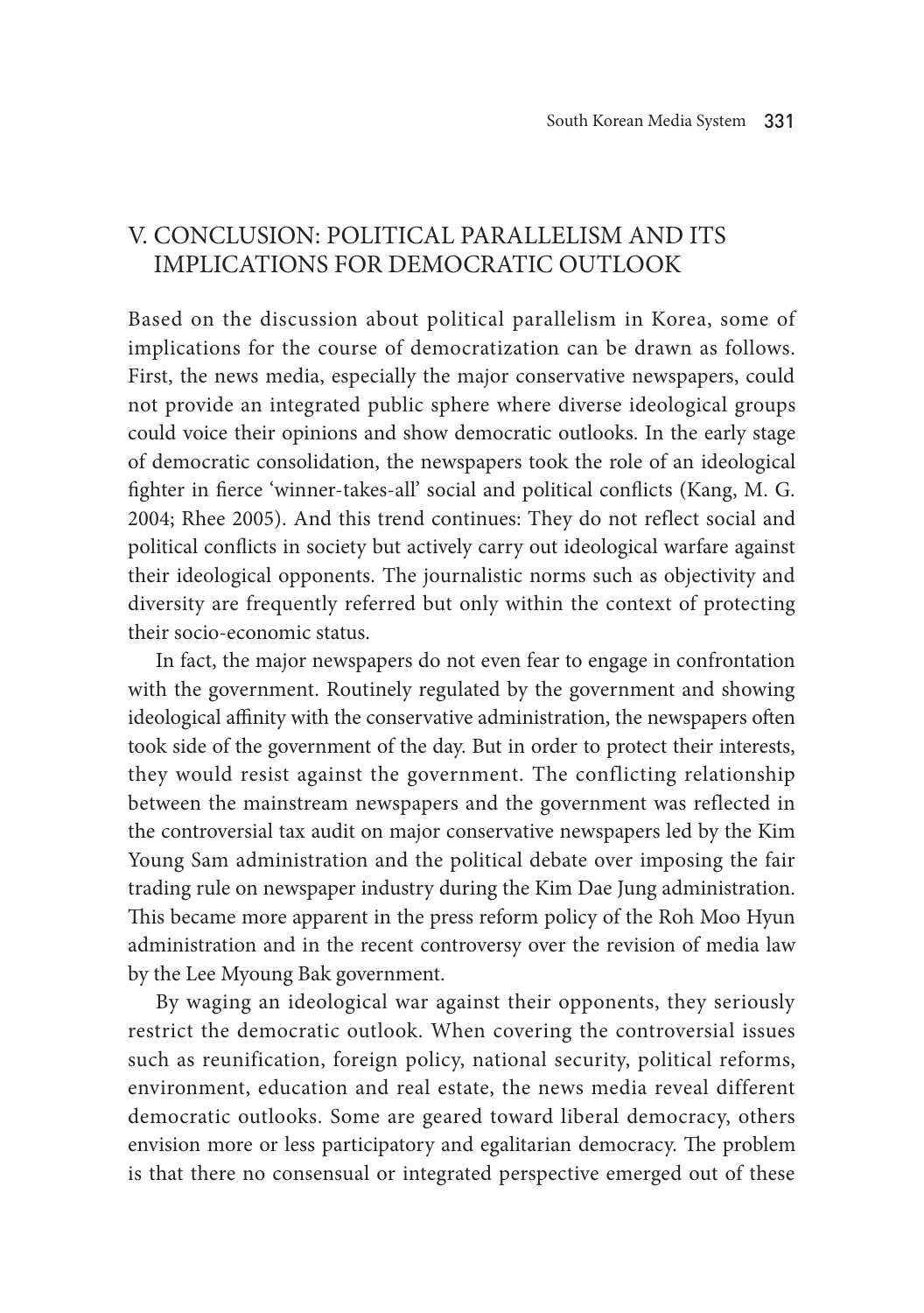## V. CONCLUSION: POLITICAL PARALLELISM AND ITS IMPLICATIONS FOR DEMOCRATIC OUTLOOK

Based on the discussion about political parallelism in Korea, some of implications for the course of democratization can be drawn as follows. First, the news media, especially the major conservative newspapers, could not provide an integrated public sphere where diverse ideological groups could voice their opinions and show democratic outlooks. In the early stage of democratic consolidation, the newspapers took the role of an ideological fighter in fierce 'winner-takes-all' social and political conflicts (Kang, M. G. 2004; Rhee 2005). And this trend continues: They do not reflect social and political conflicts in society but actively carry out ideological warfare against their ideological opponents. The journalistic norms such as objectivity and diversity are frequently referred but only within the context of protecting their socio-economic status.

In fact, the major newspapers do not even fear to engage in confrontation with the government. Routinely regulated by the government and showing ideological affinity with the conservative administration, the newspapers often took side of the government of the day. But in order to protect their interests, they would resist against the government. The conflicting relationship between the mainstream newspapers and the government was reflected in the controversial tax audit on major conservative newspapers led by the Kim Young Sam administration and the political debate over imposing the fair trading rule on newspaper industry during the Kim Dae Jung administration. This became more apparent in the press reform policy of the Roh Moo Hyun administration and in the recent controversy over the revision of media law by the Lee Myoung Bak government.

By waging an ideological war against their opponents, they seriously restrict the democratic outlook. When covering the controversial issues such as reunification, foreign policy, national security, political reforms, environment, education and real estate, the news media reveal different democratic outlooks. Some are geared toward liberal democracy, others envision more or less participatory and egalitarian democracy. The problem is that there no consensual or integrated perspective emerged out of these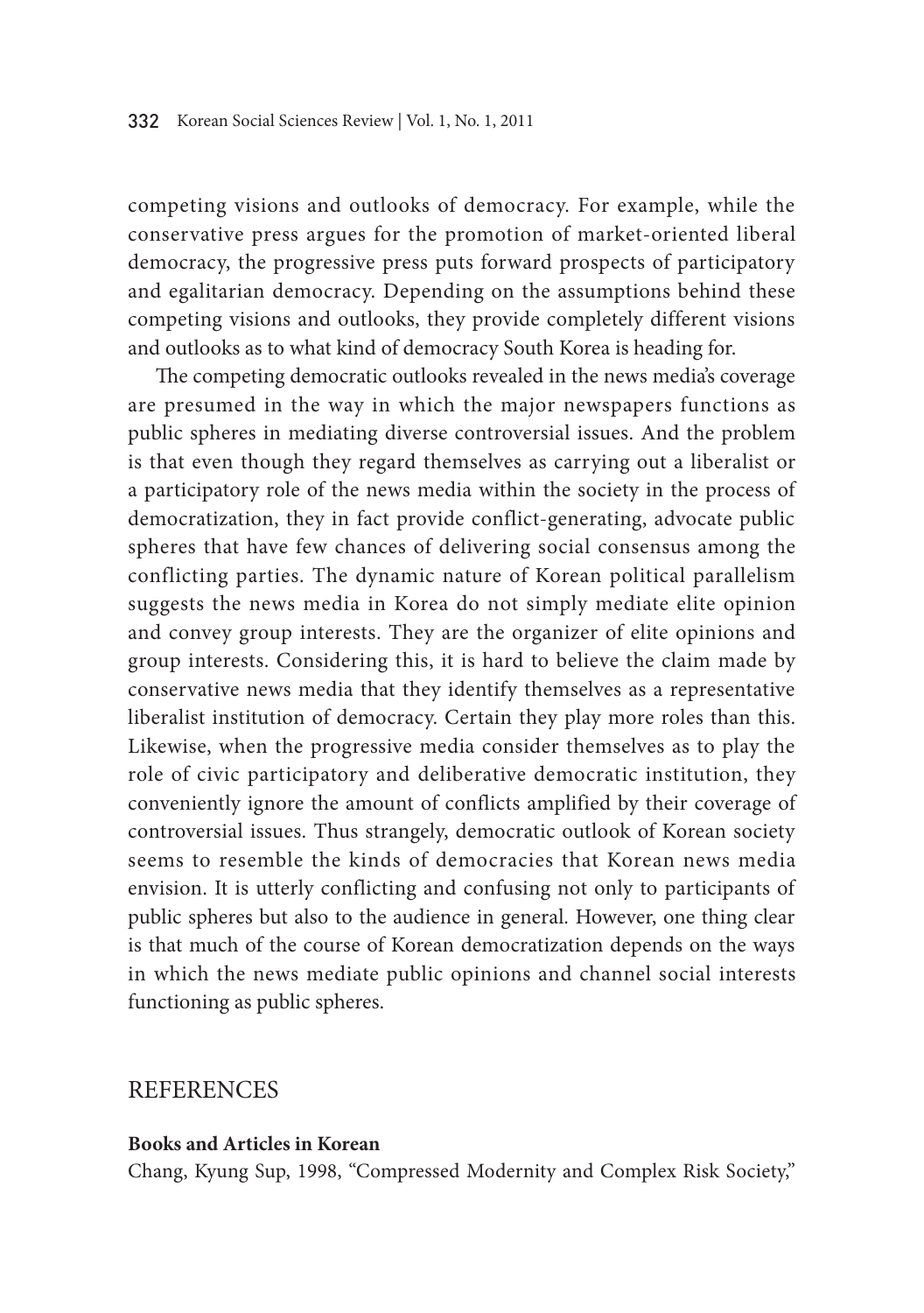competing visions and outlooks of democracy. For example, while the conservative press argues for the promotion of market-oriented liberal democracy, the progressive press puts forward prospects of participatory and egalitarian democracy. Depending on the assumptions behind these competing visions and outlooks, they provide completely different visions and outlooks as to what kind of democracy South Korea is heading for.

The competing democratic outlooks revealed in the news media's coverage are presumed in the way in which the major newspapers functions as public spheres in mediating diverse controversial issues. And the problem is that even though they regard themselves as carrying out a liberalist or a participatory role of the news media within the society in the process of democratization, they in fact provide conflict-generating, advocate public spheres that have few chances of delivering social consensus among the conflicting parties. The dynamic nature of Korean political parallelism suggests the news media in Korea do not simply mediate elite opinion and convey group interests. They are the organizer of elite opinions and group interests. Considering this, it is hard to believe the claim made by conservative news media that they identify themselves as a representative liberalist institution of democracy. Certain they play more roles than this. Likewise, when the progressive media consider themselves as to play the role of civic participatory and deliberative democratic institution, they conveniently ignore the amount of conflicts amplified by their coverage of controversial issues. Thus strangely, democratic outlook of Korean society seems to resemble the kinds of democracies that Korean news media envision. It is utterly conflicting and confusing not only to participants of public spheres but also to the audience in general. However, one thing clear is that much of the course of Korean democratization depends on the ways in which the news mediate public opinions and channel social interests functioning as public spheres.

## REFERENCES

**Books and Articles in Korean**

Chang, Kyung Sup, 1998, "Compressed Modernity and Complex Risk Society,"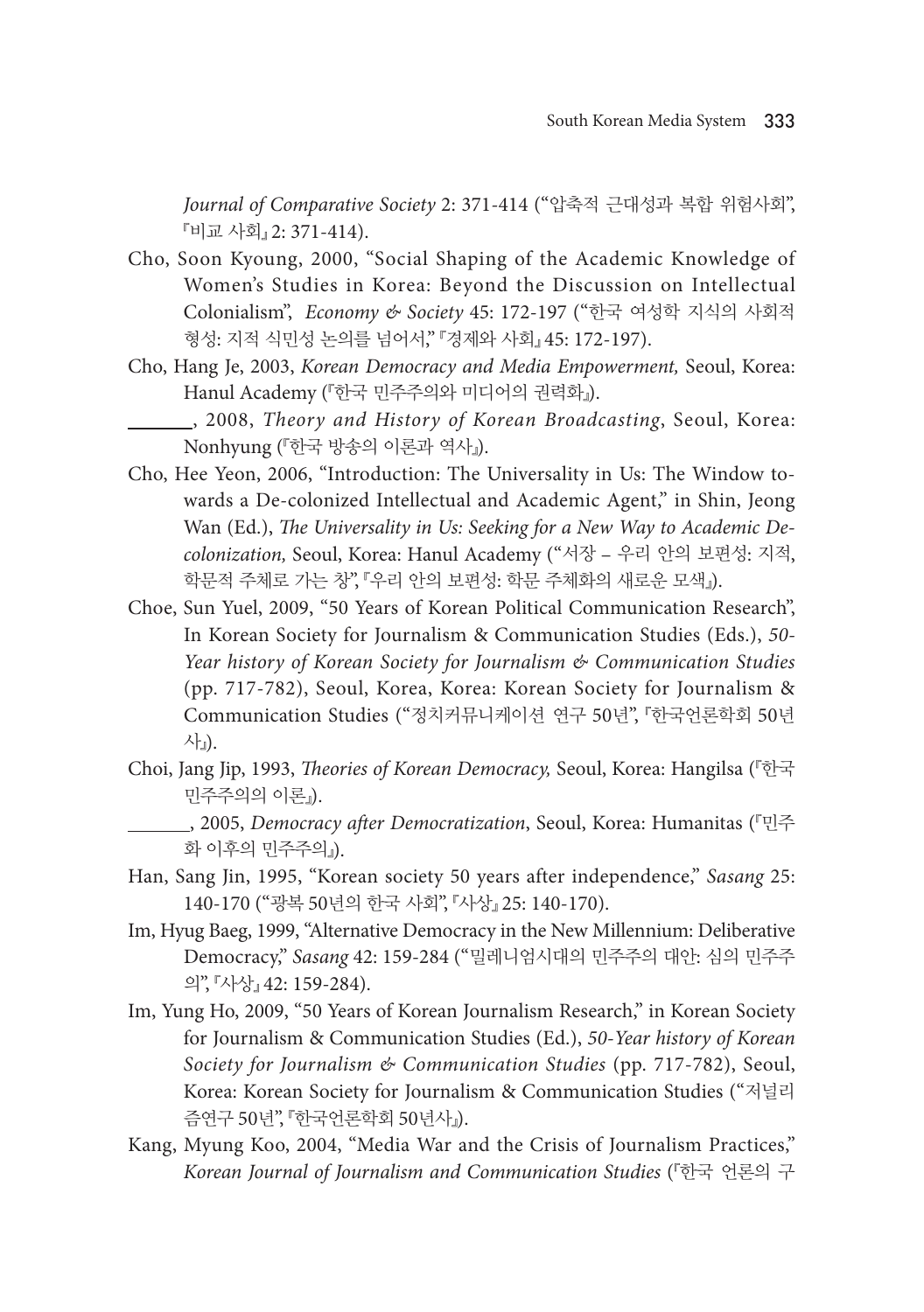*Journal of Comparative Society* 2: 371-414 ("압축적 근대성과 복합 위험사회", 『비교 사회』 2: 371-414).

Cho, Soon Kyoung, 2000, "Social Shaping of the Academic Knowledge of Women's Studies in Korea: Beyond the Discussion on Intellectual Colonialism", *Economy & Society* 45: 172-197 ("한국 여성학 지식의 사회적 형성: 지적 식민성 논의를 넘어서," 『경제와 사회』 45: 172-197).

Cho, Hang Je, 2003, *Korean Democracy and Media Empowerment,* Seoul, Korea: Hanul Academy (『한국 민주주의와 미디어의 권력화』).

_______, 2008, *Theory and History of Korean Broadcasting*, Seoul, Korea: Nonhyung (『한국 방송의 이론과 역사』).

Cho, Hee Yeon, 2006, "Introduction: The Universality in Us: The Window towards a De-colonized Intellectual and Academic Agent," in Shin, Jeong Wan (Ed.), *The Universality in Us: Seeking for a New Way to Academic Decolonization,* Seoul, Korea: Hanul Academy ("서장 – 우리 안의 보편성: 지적, 학문적 주체로 가는 창", 『우리 안의 보편성: 학문 주체화의 새로운 모색』).

Choe, Sun Yuel, 2009, "50 Years of Korean Political Communication Research", In Korean Society for Journalism & Communication Studies (Eds.), *50-Year history of Korean Society for Journalism & Communication Studies* (pp. 717-782), Seoul, Korea, Korea: Korean Society for Journalism & Communication Studies ("정치커뮤니케이션 연구 50년", 『한국언론학회 50년사』).

Choi, Jang Jip, 1993, *Theories of Korean Democracy,* Seoul, Korea: Hangilsa (『한국 민주주의의 이론』).

_______, 2005, *Democracy after Democratization*, Seoul, Korea: Humanitas (『민주화 이후의 민주주의』).

Han, Sang Jin, 1995, "Korean society 50 years after independence," *Sasang* 25: 140-170 ("광복 50년의 한국 사회", 『사상』 25: 140-170).

Im, Hyug Baeg, 1999, "Alternative Democracy in the New Millennium: Deliberative Democracy," *Sasang* 42: 159-284 ("밀레니엄시대의 민주주의 대안: 심의 민주주의", 『사상』 42: 159-284).

Im, Yung Ho, 2009, "50 Years of Korean Journalism Research," in Korean Society for Journalism & Communication Studies (Ed.), *50-Year history of Korean Society for Journalism & Communication Studies* (pp. 717-782), Seoul, Korea: Korean Society for Journalism & Communication Studies ("저널리즘연구 50년", 『한국언론학회 50년사』).

Kang, Myung Koo, 2004, "Media War and the Crisis of Journalism Practices," *Korean Journal of Journalism and Communication Studies* (『한국 언론의 구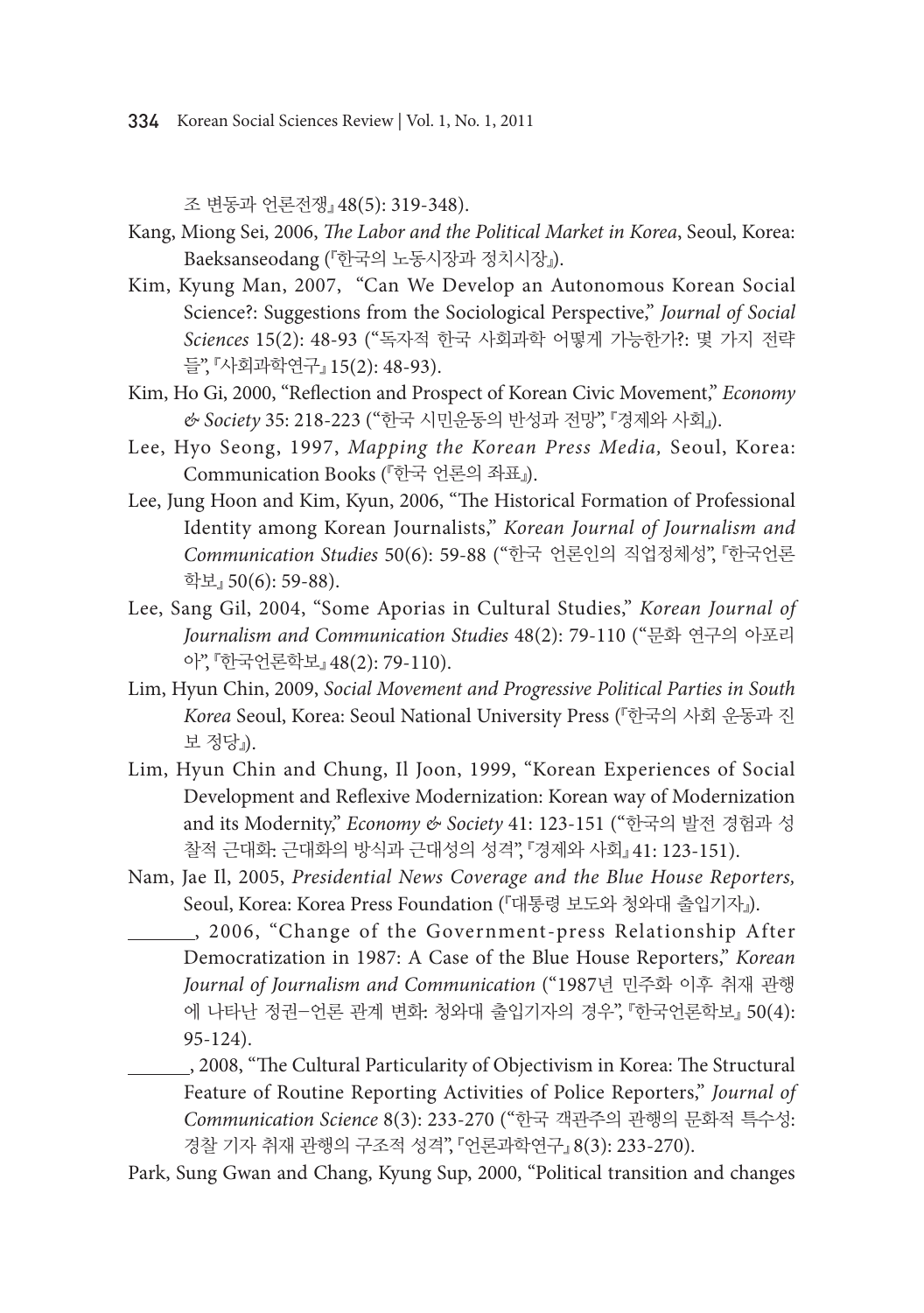조 변동과 언론전쟁』48(5): 319-348).

Kang, Miong Sei, 2006, *The Labor and the Political Market in Korea*, Seoul, Korea: Baeksanseodang (『한국의 노동시장과 정치시장』).

Kim, Kyung Man, 2007, "Can We Develop an Autonomous Korean Social Science?: Suggestions from the Sociological Perspective," *Journal of Social Sciences* 15(2): 48-93 ("독자적 한국 사회과학 어떻게 가능한가?: 몇 가지 전략들", 『사회과학연구』 15(2): 48-93).

Kim, Ho Gi, 2000, "Reflection and Prospect of Korean Civic Movement," *Economy & Society* 35: 218-223 ("한국 시민운동의 반성과 전망", 『경제와 사회』).

Lee, Hyo Seong, 1997, *Mapping the Korean Press Media,* Seoul, Korea: Communication Books (『한국 언론의 좌표』).

Lee, Jung Hoon and Kim, Kyun, 2006, "The Historical Formation of Professional Identity among Korean Journalists," *Korean Journal of Journalism and Communication Studies* 50(6): 59-88 ("한국 언론인의 직업정체성", 『한국언론학보』 50(6): 59-88).

Lee, Sang Gil, 2004, "Some Aporias in Cultural Studies," *Korean Journal of Journalism and Communication Studies* 48(2): 79-110 ("문화 연구의 아포리아", 『한국언론학보』 48(2): 79-110).

Lim, Hyun Chin, 2009, *Social Movement and Progressive Political Parties in South Korea* Seoul, Korea: Seoul National University Press (『한국의 사회 운동과 진보 정당』).

Lim, Hyun Chin and Chung, Il Joon, 1999, "Korean Experiences of Social Development and Reflexive Modernization: Korean way of Modernization and its Modernity," *Economy & Society* 41: 123-151 ("한국의 발전 경험과 성찰적 근대화: 근대화의 방식과 근대성의 성격", 『경제와 사회』 41: 123-151).

Nam, Jae Il, 2005, *Presidential News Coverage and the Blue House Reporters,* Seoul, Korea: Korea Press Foundation (『대통령 보도와 청와대 출입기자』).

_______, 2006, "Change of the Government-press Relationship After Democratization in 1987: A Case of the Blue House Reporters," *Korean Journal of Journalism and Communication* ("1987년 민주화 이후 취재 관행에 나타난 정권−언론 관계 변화: 청와대 출입기자의 경우", 『한국언론학보』 50(4): 95-124).

_______, 2008, "The Cultural Particularity of Objectivism in Korea: The Structural Feature of Routine Reporting Activities of Police Reporters," *Journal of Communication Science* 8(3): 233-270 ("한국 객관주의 관행의 문화적 특수성: 경찰 기자 취재 관행의 구조적 성격", 『언론과학연구』 8(3): 233-270).

Park, Sung Gwan and Chang, Kyung Sup, 2000, "Political transition and changes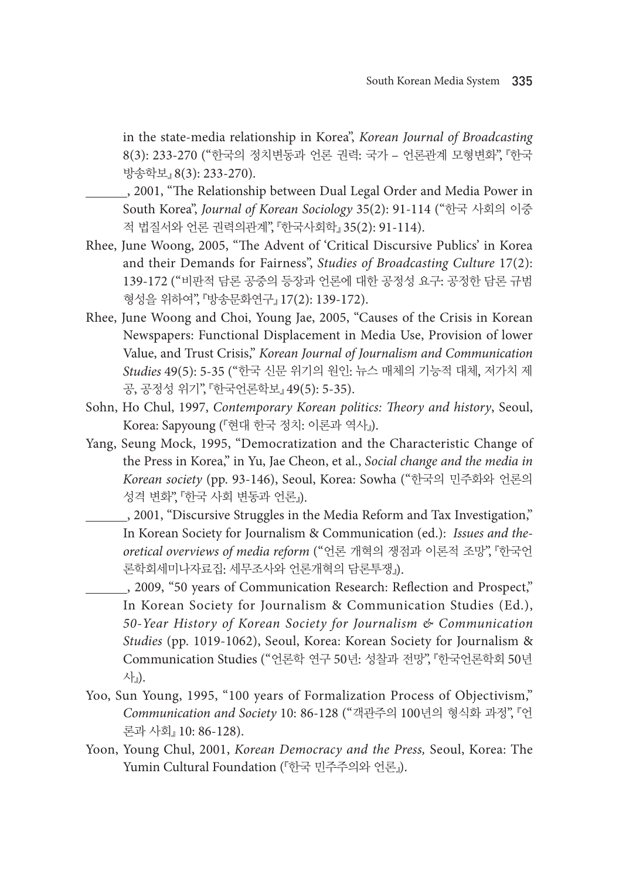in the state-media relationship in Korea", *Korean Journal of Broadcasting* 8(3): 233-270 ("한국의 정치변동과 언론 권력: 국가 – 언론관계 모형변화", 『한국방송학보』 8(3): 233-270).

______, 2001, "The Relationship between Dual Legal Order and Media Power in South Korea", *Journal of Korean Sociology* 35(2): 91-114 ("한국 사회의 이중적 법질서와 언론 권력의관계", 『한국사회학』 35(2): 91-114).

Rhee, June Woong, 2005, "The Advent of 'Critical Discursive Publics' in Korea and their Demands for Fairness", *Studies of Broadcasting Culture* 17(2): 139-172 ("비판적 담론 공중의 등장과 언론에 대한 공정성 요구: 공정한 담론 규범 형성을 위하여", 『방송문화연구』 17(2): 139-172).

Rhee, June Woong and Choi, Young Jae, 2005, "Causes of the Crisis in Korean Newspapers: Functional Displacement in Media Use, Provision of lower Value, and Trust Crisis," *Korean Journal of Journalism and Communication Studies* 49(5): 5-35 ("한국 신문 위기의 원인: 뉴스 매체의 기능적 대체, 저가치 제공, 공정성 위기", 『한국언론학보』 49(5): 5-35).

Sohn, Ho Chul, 1997, *Contemporary Korean politics: Theory and history*, Seoul, Korea: Sapyoung (『현대 한국 정치: 이론과 역사』).

Yang, Seung Mock, 1995, "Democratization and the Characteristic Change of the Press in Korea," in Yu, Jae Cheon, et al., *Social change and the media in Korean society* (pp. 93-146), Seoul, Korea: Sowha ("한국의 민주화와 언론의 성격 변화", 『한국 사회 변동과 언론』).

______, 2001, "Discursive Struggles in the Media Reform and Tax Investigation," In Korean Society for Journalism & Communication (ed.): *Issues and theoretical overviews of media reform* ("언론 개혁의 쟁점과 이론적 조망", 『한국언론학회세미나자료집: 세무조사와 언론개혁의 담론투쟁』).

______, 2009, "50 years of Communication Research: Reflection and Prospect," In Korean Society for Journalism & Communication Studies (Ed.), *50-Year History of Korean Society for Journalism & Communication Studies* (pp. 1019-1062), Seoul, Korea: Korean Society for Journalism & Communication Studies ("언론학 연구 50년: 성찰과 전망", 『한국언론학회 50년사』).

Yoo, Sun Young, 1995, "100 years of Formalization Process of Objectivism," *Communication and Society* 10: 86-128 ("객관주의 100년의 형식화 과정", 『언론과 사회』 10: 86-128).

Yoon, Young Chul, 2001, *Korean Democracy and the Press,* Seoul, Korea: The Yumin Cultural Foundation (『한국 민주주의와 언론』).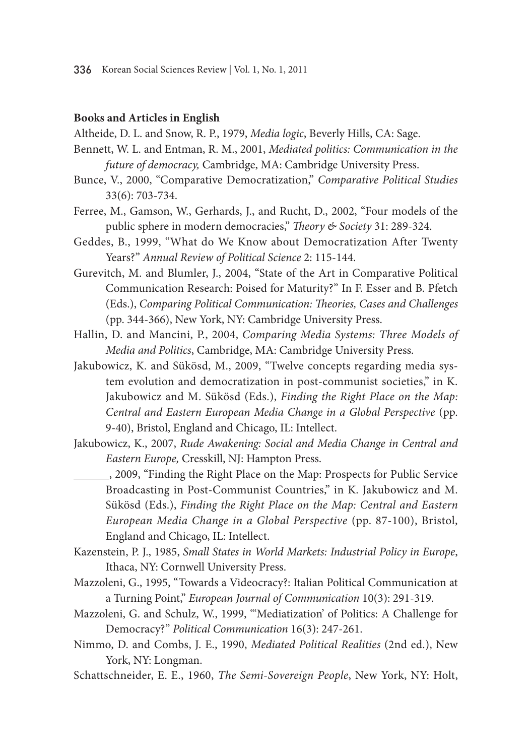**Books and Articles in English**

Altheide, D. L. and Snow, R. P., 1979, *Media logic*, Beverly Hills, CA: Sage.

Bennett, W. L. and Entman, R. M., 2001, *Mediated politics: Communication in the future of democracy,* Cambridge, MA: Cambridge University Press.

Bunce, V., 2000, "Comparative Democratization," *Comparative Political Studies* 33(6): 703-734.

Ferree, M., Gamson, W., Gerhards, J., and Rucht, D., 2002, "Four models of the public sphere in modern democracies," *Theory & Society* 31: 289-324.

Geddes, B., 1999, "What do We Know about Democratization After Twenty Years?" *Annual Review of Political Science* 2: 115-144.

Gurevitch, M. and Blumler, J., 2004, "State of the Art in Comparative Political Communication Research: Poised for Maturity?" In F. Esser and B. Pfetch (Eds.), *Comparing Political Communication: Theories, Cases and Challenges* (pp. 344-366), New York, NY: Cambridge University Press.

Hallin, D. and Mancini, P., 2004, *Comparing Media Systems: Three Models of Media and Politics*, Cambridge, MA: Cambridge University Press.

Jakubowicz, K. and Sükösd, M., 2009, "Twelve concepts regarding media system evolution and democratization in post-communist societies," in K. Jakubowicz and M. Sükösd (Eds.), *Finding the Right Place on the Map: Central and Eastern European Media Change in a Global Perspective* (pp. 9-40), Bristol, England and Chicago, IL: Intellect.

Jakubowicz, K., 2007, *Rude Awakening: Social and Media Change in Central and Eastern Europe,* Cresskill, NJ: Hampton Press.

\_\_\_\_\_\_, 2009, "Finding the Right Place on the Map: Prospects for Public Service Broadcasting in Post-Communist Countries," in K. Jakubowicz and M. Sükösd (Eds.), *Finding the Right Place on the Map: Central and Eastern European Media Change in a Global Perspective* (pp. 87-100), Bristol, England and Chicago, IL: Intellect.

Kazenstein, P. J., 1985, *Small States in World Markets: Industrial Policy in Europe*, Ithaca, NY: Cornwell University Press.

Mazzoleni, G., 1995, "Towards a Videocracy?: Italian Political Communication at a Turning Point," *European Journal of Communication* 10(3): 291-319.

Mazzoleni, G. and Schulz, W., 1999, "'Mediatization' of Politics: A Challenge for Democracy?" *Political Communication* 16(3): 247-261.

Nimmo, D. and Combs, J. E., 1990, *Mediated Political Realities* (2nd ed.), New York, NY: Longman.

Schattschneider, E. E., 1960, *The Semi-Sovereign People*, New York, NY: Holt,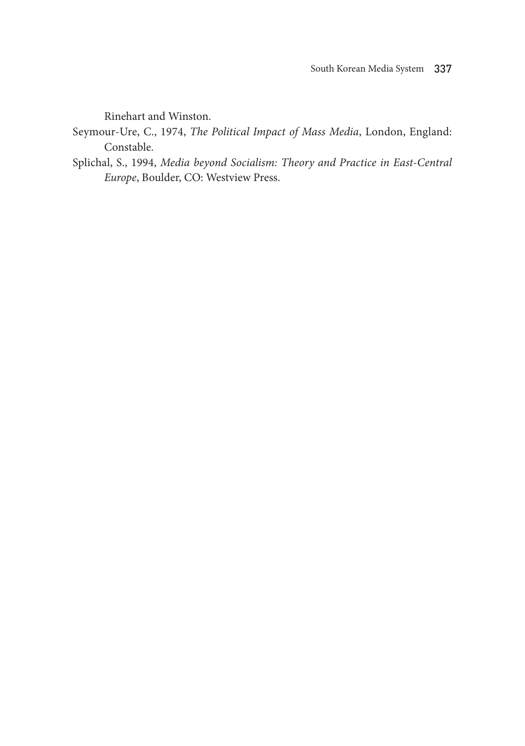Rinehart and Winston.

Seymour-Ure, C., 1974, *The Political Impact of Mass Media*, London, England: Constable.

Splichal, S., 1994, *Media beyond Socialism: Theory and Practice in East-Central Europe*, Boulder, CO: Westview Press.